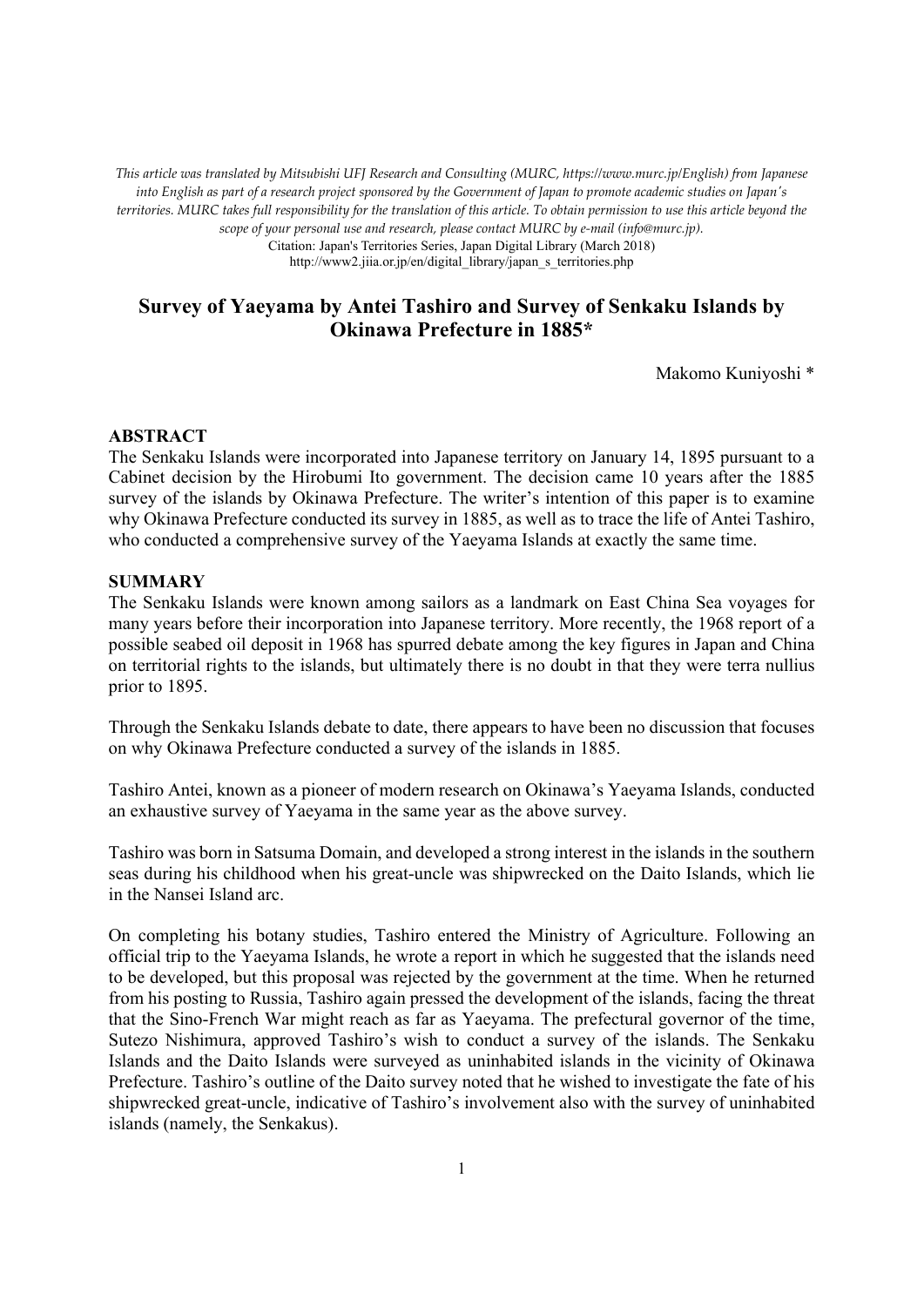*This article was translated by Mitsubishi UFJ Research and Consulting (MURC, https://www.murc.jp/English) from Japanese into English as part of a research project sponsored by the Government of Japan to promote academic studies on Japan's territories. MURC takes full responsibility for the translation of this article. To obtain permission to use this article beyond the scope of your personal use and research, please contact MURC by e-mail (info@murc.jp).*

Citation: Japan's Territories Series, Japan Digital Library (March 2018)
http://www2.jiia.or.jp/en/digital_library/japan_s_territories.php

# Survey of Yaeyama by Antei Tashiro and Survey of Senkaku Islands by Okinawa Prefecture in 1885*

Makomo Kuniyoshi *

## ABSTRACT

The Senkaku Islands were incorporated into Japanese territory on January 14, 1895 pursuant to a Cabinet decision by the Hirobumi Ito government. The decision came 10 years after the 1885 survey of the islands by Okinawa Prefecture. The writer's intention of this paper is to examine why Okinawa Prefecture conducted its survey in 1885, as well as to trace the life of Antei Tashiro, who conducted a comprehensive survey of the Yaeyama Islands at exactly the same time.

## SUMMARY

The Senkaku Islands were known among sailors as a landmark on East China Sea voyages for many years before their incorporation into Japanese territory. More recently, the 1968 report of a possible seabed oil deposit in 1968 has spurred debate among the key figures in Japan and China on territorial rights to the islands, but ultimately there is no doubt in that they were terra nullius prior to 1895.

Through the Senkaku Islands debate to date, there appears to have been no discussion that focuses on why Okinawa Prefecture conducted a survey of the islands in 1885.

Tashiro Antei, known as a pioneer of modern research on Okinawa's Yaeyama Islands, conducted an exhaustive survey of Yaeyama in the same year as the above survey.

Tashiro was born in Satsuma Domain, and developed a strong interest in the islands in the southern seas during his childhood when his great-uncle was shipwrecked on the Daito Islands, which lie in the Nansei Island arc.

On completing his botany studies, Tashiro entered the Ministry of Agriculture. Following an official trip to the Yaeyama Islands, he wrote a report in which he suggested that the islands need to be developed, but this proposal was rejected by the government at the time. When he returned from his posting to Russia, Tashiro again pressed the development of the islands, facing the threat that the Sino-French War might reach as far as Yaeyama. The prefectural governor of the time, Sutezo Nishimura, approved Tashiro's wish to conduct a survey of the islands. The Senkaku Islands and the Daito Islands were surveyed as uninhabited islands in the vicinity of Okinawa Prefecture. Tashiro's outline of the Daito survey noted that he wished to investigate the fate of his shipwrecked great-uncle, indicative of Tashiro's involvement also with the survey of uninhabited islands (namely, the Senkakus).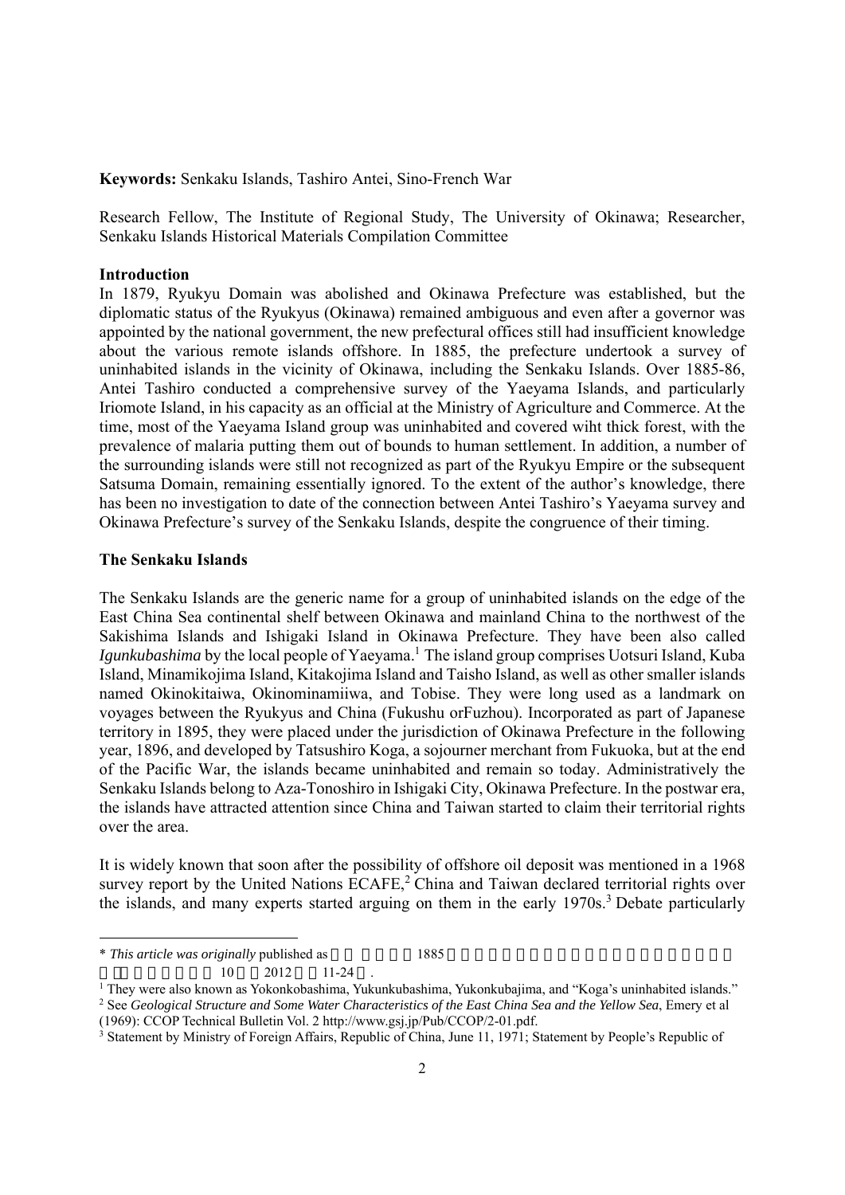**Keywords:** Senkaku Islands, Tashiro Antei, Sino-French War

Research Fellow, The Institute of Regional Study, The University of Okinawa; Researcher, Senkaku Islands Historical Materials Compilation Committee

## Introduction

In 1879, Ryukyu Domain was abolished and Okinawa Prefecture was established, but the diplomatic status of the Ryukyus (Okinawa) remained ambiguous and even after a governor was appointed by the national government, the new prefectural offices still had insufficient knowledge about the various remote islands offshore. In 1885, the prefecture undertook a survey of uninhabited islands in the vicinity of Okinawa, including the Senkaku Islands. Over 1885-86, Antei Tashiro conducted a comprehensive survey of the Yaeyama Islands, and particularly Iriomote Island, in his capacity as an official at the Ministry of Agriculture and Commerce. At the time, most of the Yaeyama Island group was uninhabited and covered wiht thick forest, with the prevalence of malaria putting them out of bounds to human settlement. In addition, a number of the surrounding islands were still not recognized as part of the Ryukyu Empire or the subsequent Satsuma Domain, remaining essentially ignored. To the extent of the author's knowledge, there has been no investigation to date of the connection between Antei Tashiro's Yaeyama survey and Okinawa Prefecture's survey of the Senkaku Islands, despite the congruence of their timing.

## The Senkaku Islands

The Senkaku Islands are the generic name for a group of uninhabited islands on the edge of the East China Sea continental shelf between Okinawa and mainland China to the northwest of the Sakishima Islands and Ishigaki Island in Okinawa Prefecture. They have been also called *Igunkubashima* by the local people of Yaeyama.[1] The island group comprises Uotsuri Island, Kuba Island, Minamikojima Island, Kitakojima Island and Taisho Island, as well as other smaller islands named Okinokitaiwa, Okinominamiiwa, and Tobise. They were long used as a landmark on voyages between the Ryukyus and China (Fukushu orFuzhou). Incorporated as part of Japanese territory in 1895, they were placed under the jurisdiction of Okinawa Prefecture in the following year, 1896, and developed by Tatsushiro Koga, a sojourner merchant from Fukuoka, but at the end of the Pacific War, the islands became uninhabited and remain so today. Administratively the Senkaku Islands belong to Aza-Tonoshiro in Ishigaki City, Okinawa Prefecture. In the postwar era, the islands have attracted attention since China and Taiwan started to claim their territorial rights over the area.

It is widely known that soon after the possibility of offshore oil deposit was mentioned in a 1968 survey report by the United Nations ECAFE,[2] China and Taiwan declared territorial rights over the islands, and many experts started arguing on them in the early 1970s.[3] Debate particularly

---

\* *This article was originally* published as 1885 10 2012 11-24 .

[1] They were also known as Yokonkobashima, Yukunkubashima, Yukonkubajima, and "Koga's uninhabited islands."

[2] See *Geological Structure and Some Water Characteristics of the East China Sea and the Yellow Sea*, Emery et al (1969): CCOP Technical Bulletin Vol. 2 http://www.gsj.jp/Pub/CCOP/2-01.pdf.

[3] Statement by Ministry of Foreign Affairs, Republic of China, June 11, 1971; Statement by People's Republic of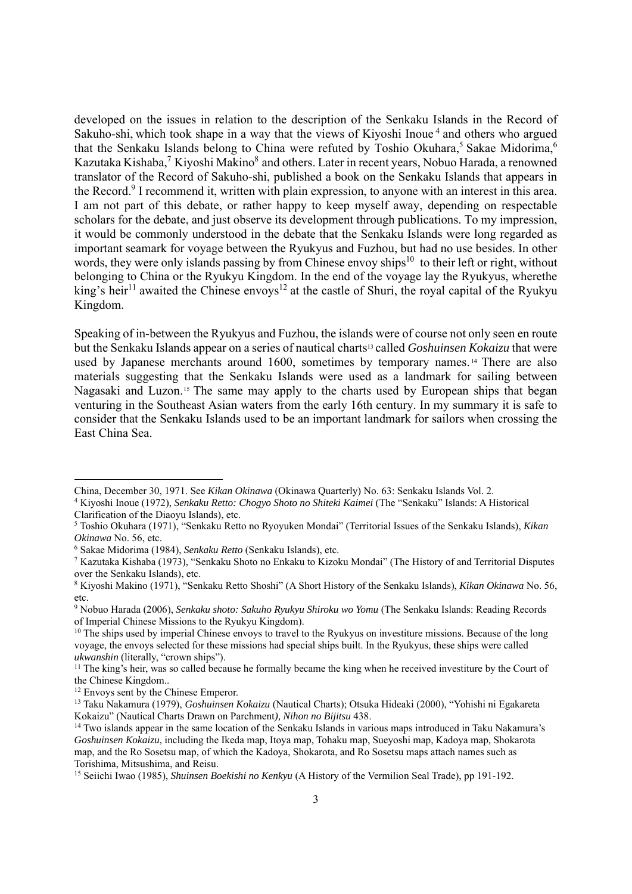developed on the issues in relation to the description of the Senkaku Islands in the Record of Sakuho-shi, which took shape in a way that the views of Kiyoshi Inoue[4] and others who argued that the Senkaku Islands belong to China were refuted by Toshio Okuhara,[5] Sakae Midorima,[6] Kazutaka Kishaba,[7] Kiyoshi Makino[8] and others. Later in recent years, Nobuo Harada, a renowned translator of the Record of Sakuho-shi, published a book on the Senkaku Islands that appears in the Record.[9] I recommend it, written with plain expression, to anyone with an interest in this area. I am not part of this debate, or rather happy to keep myself away, depending on respectable scholars for the debate, and just observe its development through publications. To my impression, it would be commonly understood in the debate that the Senkaku Islands were long regarded as important seamark for voyage between the Ryukyus and Fuzhou, but had no use besides. In other words, they were only islands passing by from Chinese envoy ships[10] to their left or right, without belonging to China or the Ryukyu Kingdom. In the end of the voyage lay the Ryukyus, wherethe king's heir[11] awaited the Chinese envoys[12] at the castle of Shuri, the royal capital of the Ryukyu Kingdom.

Speaking of in-between the Ryukyus and Fuzhou, the islands were of course not only seen en route but the Senkaku Islands appear on a series of nautical charts[13] called *Goshuinsen Kokaizu* that were used by Japanese merchants around 1600, sometimes by temporary names.[14] There are also materials suggesting that the Senkaku Islands were used as a landmark for sailing between Nagasaki and Luzon.[15] The same may apply to the charts used by European ships that began venturing in the Southeast Asian waters from the early 16th century. In my summary it is safe to consider that the Senkaku Islands used to be an important landmark for sailors when crossing the East China Sea.

---

China, December 30, 1971. See *Kikan Okinawa* (Okinawa Quarterly) No. 63: Senkaku Islands Vol. 2.

[4] Kiyoshi Inoue (1972), *Senkaku Retto: Chogyo Shoto no Shiteki Kaimei* (The "Senkaku" Islands: A Historical Clarification of the Diaoyu Islands), etc.

[5] Toshio Okuhara (1971), "Senkaku Retto no Ryoyuken Mondai" (Territorial Issues of the Senkaku Islands), *Kikan Okinawa* No. 56, etc.

[6] Sakae Midorima (1984), *Senkaku Retto* (Senkaku Islands), etc.

[7] Kazutaka Kishaba (1973), "Senkaku Shoto no Enkaku to Kizoku Mondai" (The History of and Territorial Disputes over the Senkaku Islands), etc.

[8] Kiyoshi Makino (1971), "Senkaku Retto Shoshi" (A Short History of the Senkaku Islands), *Kikan Okinawa* No. 56, etc.

[9] Nobuo Harada (2006), *Senkaku shoto: Sakuho Ryukyu Shiroku wo Yomu* (The Senkaku Islands: Reading Records of Imperial Chinese Missions to the Ryukyu Kingdom).

[10] The ships used by imperial Chinese envoys to travel to the Ryukyus on investiture missions. Because of the long voyage, the envoys selected for these missions had special ships built. In the Ryukyus, these ships were called *ukwanshin* (literally, "crown ships").

[11] The king's heir, was so called because he formally became the king when he received investiture by the Court of the Chinese Kingdom..

[12] Envoys sent by the Chinese Emperor.

[13] Taku Nakamura (1979), *Goshuinsen Kokaizu* (Nautical Charts); Otsuka Hideaki (2000), "Yohishi ni Egakareta Kokaizu" (Nautical Charts Drawn on Parchment*), Nihon no Bijitsu* 438.

[14] Two islands appear in the same location of the Senkaku Islands in various maps introduced in Taku Nakamura's *Goshuinsen Kokaizu*, including the Ikeda map, Itoya map, Tohaku map, Sueyoshi map, Kadoya map, Shokarota map, and the Ro Sosetsu map, of which the Kadoya, Shokarota, and Ro Sosetsu maps attach names such as Torishima, Mitsushima, and Reisu.

[15] Seiichi Iwao (1985), *Shuinsen Boekishi no Kenkyu* (A History of the Vermilion Seal Trade), pp 191-192.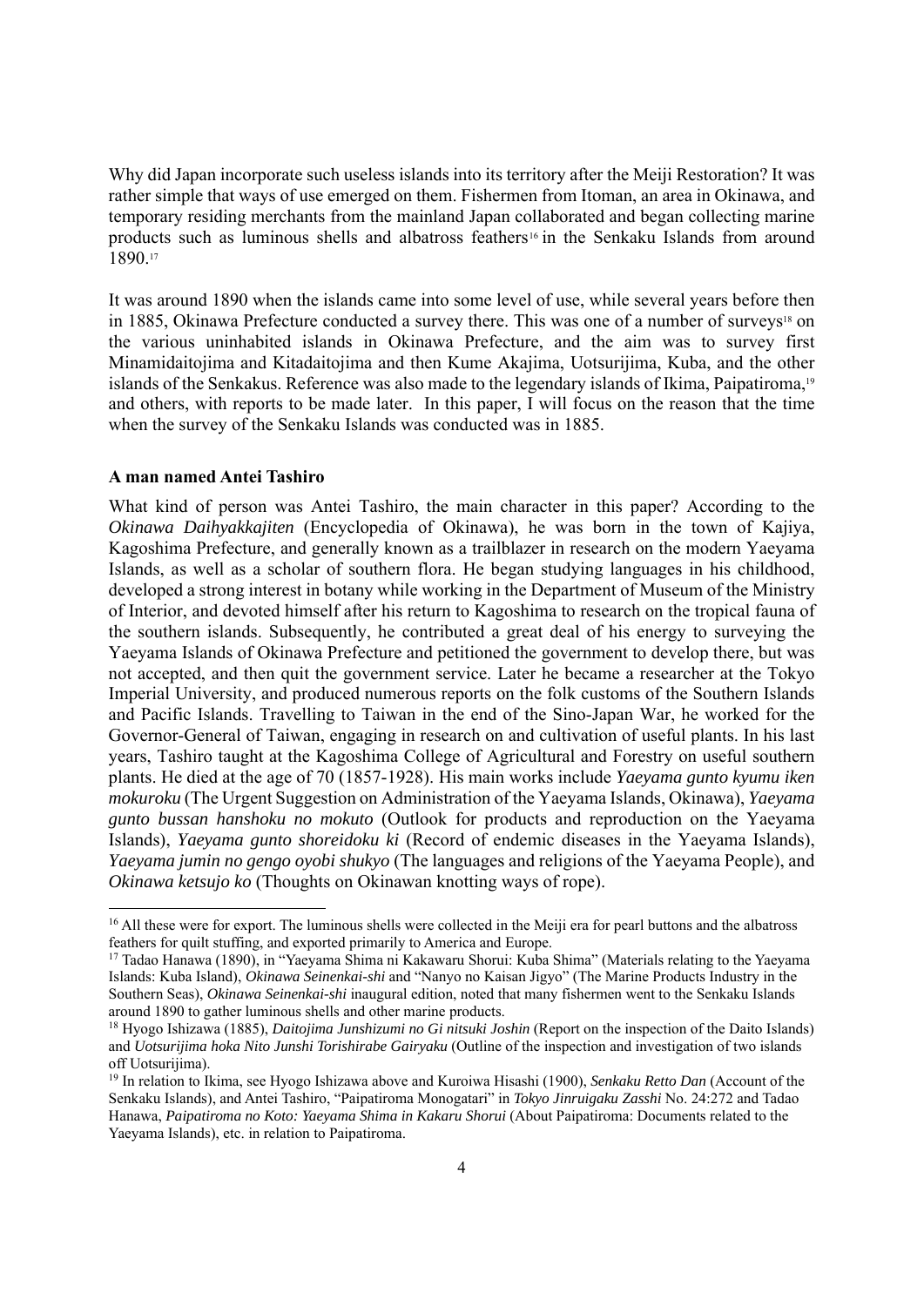Why did Japan incorporate such useless islands into its territory after the Meiji Restoration? It was rather simple that ways of use emerged on them. Fishermen from Itoman, an area in Okinawa, and temporary residing merchants from the mainland Japan collaborated and began collecting marine products such as luminous shells and albatross feathers[16] in the Senkaku Islands from around 1890.[17]

It was around 1890 when the islands came into some level of use, while several years before then in 1885, Okinawa Prefecture conducted a survey there. This was one of a number of surveys[18] on the various uninhabited islands in Okinawa Prefecture, and the aim was to survey first Minamidaitojima and Kitadaitojima and then Kume Akajima, Uotsurijima, Kuba, and the other islands of the Senkakus. Reference was also made to the legendary islands of Ikima, Paipatiroma,[19] and others, with reports to be made later. In this paper, I will focus on the reason that the time when the survey of the Senkaku Islands was conducted was in 1885.

**A man named Antei Tashiro**

What kind of person was Antei Tashiro, the main character in this paper? According to the *Okinawa Daihyakkajiten* (Encyclopedia of Okinawa), he was born in the town of Kajiya, Kagoshima Prefecture, and generally known as a trailblazer in research on the modern Yaeyama Islands, as well as a scholar of southern flora. He began studying languages in his childhood, developed a strong interest in botany while working in the Department of Museum of the Ministry of Interior, and devoted himself after his return to Kagoshima to research on the tropical fauna of the southern islands. Subsequently, he contributed a great deal of his energy to surveying the Yaeyama Islands of Okinawa Prefecture and petitioned the government to develop there, but was not accepted, and then quit the government service. Later he became a researcher at the Tokyo Imperial University, and produced numerous reports on the folk customs of the Southern Islands and Pacific Islands. Travelling to Taiwan in the end of the Sino-Japan War, he worked for the Governor-General of Taiwan, engaging in research on and cultivation of useful plants. In his last years, Tashiro taught at the Kagoshima College of Agricultural and Forestry on useful southern plants. He died at the age of 70 (1857-1928). His main works include *Yaeyama gunto kyumu iken mokuroku* (The Urgent Suggestion on Administration of the Yaeyama Islands, Okinawa), *Yaeyama gunto bussan hanshoku no mokuto* (Outlook for products and reproduction on the Yaeyama Islands), *Yaeyama gunto shoreidoku ki* (Record of endemic diseases in the Yaeyama Islands), *Yaeyama jumin no gengo oyobi shukyo* (The languages and religions of the Yaeyama People), and *Okinawa ketsujo ko* (Thoughts on Okinawan knotting ways of rope).

---

[16] All these were for export. The luminous shells were collected in the Meiji era for pearl buttons and the albatross feathers for quilt stuffing, and exported primarily to America and Europe.

[17] Tadao Hanawa (1890), in "Yaeyama Shima ni Kakawaru Shorui: Kuba Shima" (Materials relating to the Yaeyama Islands: Kuba Island), *Okinawa Seinenkai-shi* and "Nanyo no Kaisan Jigyo" (The Marine Products Industry in the Southern Seas), *Okinawa Seinenkai-shi* inaugural edition, noted that many fishermen went to the Senkaku Islands around 1890 to gather luminous shells and other marine products.

[18] Hyogo Ishizawa (1885), *Daitojima Junshizumi no Gi nitsuki Joshin* (Report on the inspection of the Daito Islands) and *Uotsurijima hoka Nito Junshi Torishirabe Gairyaku* (Outline of the inspection and investigation of two islands off Uotsurijima).

[19] In relation to Ikima, see Hyogo Ishizawa above and Kuroiwa Hisashi (1900), *Senkaku Retto Dan* (Account of the Senkaku Islands), and Antei Tashiro, "Paipatiroma Monogatari" in *Tokyo Jinruigaku Zasshi* No. 24:272 and Tadao Hanawa, *Paipatiroma no Koto: Yaeyama Shima in Kakaru Shorui* (About Paipatiroma: Documents related to the Yaeyama Islands), etc. in relation to Paipatiroma.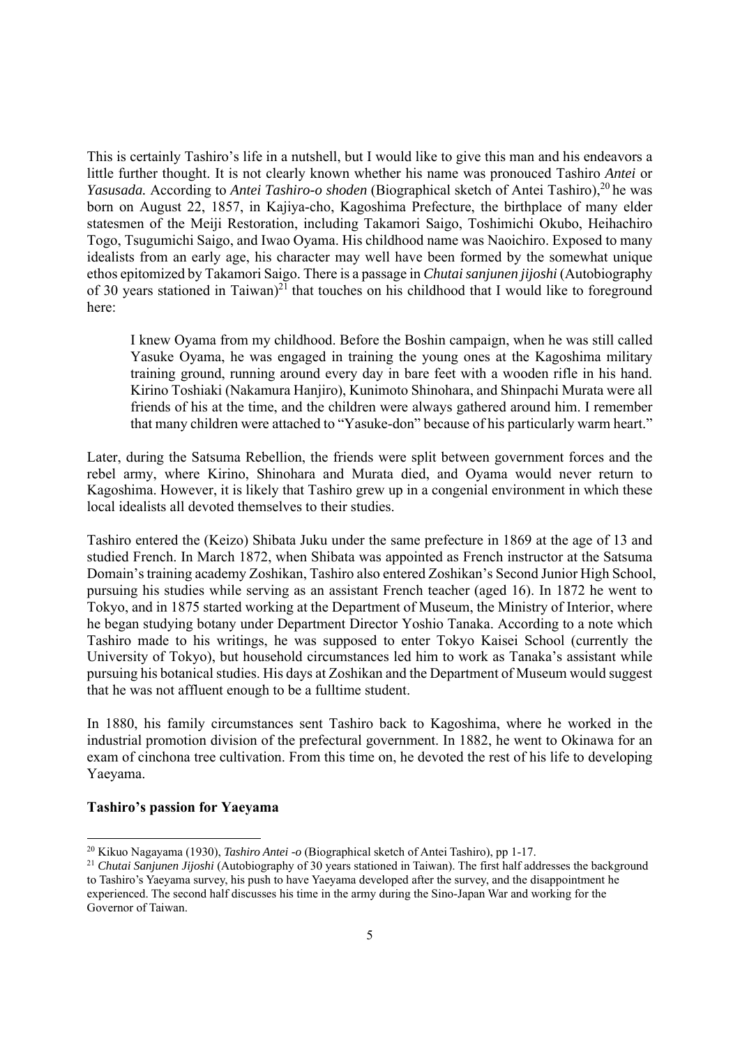This is certainly Tashiro's life in a nutshell, but I would like to give this man and his endeavors a little further thought. It is not clearly known whether his name was pronouced Tashiro *Antei* or *Yasusada.* According to *Antei Tashiro-o shoden* (Biographical sketch of Antei Tashiro),[20] he was born on August 22, 1857, in Kajiya-cho, Kagoshima Prefecture, the birthplace of many elder statesmen of the Meiji Restoration, including Takamori Saigo, Toshimichi Okubo, Heihachiro Togo, Tsugumichi Saigo, and Iwao Oyama. His childhood name was Naoichiro. Exposed to many idealists from an early age, his character may well have been formed by the somewhat unique ethos epitomized by Takamori Saigo. There is a passage in *Chutai sanjunen jijoshi* (Autobiography of 30 years stationed in Taiwan)[21] that touches on his childhood that I would like to foreground here:

> I knew Oyama from my childhood. Before the Boshin campaign, when he was still called Yasuke Oyama, he was engaged in training the young ones at the Kagoshima military training ground, running around every day in bare feet with a wooden rifle in his hand. Kirino Toshiaki (Nakamura Hanjiro), Kunimoto Shinohara, and Shinpachi Murata were all friends of his at the time, and the children were always gathered around him. I remember that many children were attached to "Yasuke-don" because of his particularly warm heart."

Later, during the Satsuma Rebellion, the friends were split between government forces and the rebel army, where Kirino, Shinohara and Murata died, and Oyama would never return to Kagoshima. However, it is likely that Tashiro grew up in a congenial environment in which these local idealists all devoted themselves to their studies.

Tashiro entered the (Keizo) Shibata Juku under the same prefecture in 1869 at the age of 13 and studied French. In March 1872, when Shibata was appointed as French instructor at the Satsuma Domain's training academy Zoshikan, Tashiro also entered Zoshikan's Second Junior High School, pursuing his studies while serving as an assistant French teacher (aged 16). In 1872 he went to Tokyo, and in 1875 started working at the Department of Museum, the Ministry of Interior, where he began studying botany under Department Director Yoshio Tanaka. According to a note which Tashiro made to his writings, he was supposed to enter Tokyo Kaisei School (currently the University of Tokyo), but household circumstances led him to work as Tanaka's assistant while pursuing his botanical studies. His days at Zoshikan and the Department of Museum would suggest that he was not affluent enough to be a fulltime student.

In 1880, his family circumstances sent Tashiro back to Kagoshima, where he worked in the industrial promotion division of the prefectural government. In 1882, he went to Okinawa for an exam of cinchona tree cultivation. From this time on, he devoted the rest of his life to developing Yaeyama.

**Tashiro's passion for Yaeyama**

---

[20] Kikuo Nagayama (1930), *Tashiro Antei -o* (Biographical sketch of Antei Tashiro), pp 1-17.

[21] *Chutai Sanjunen Jijoshi* (Autobiography of 30 years stationed in Taiwan). The first half addresses the background to Tashiro's Yaeyama survey, his push to have Yaeyama developed after the survey, and the disappointment he experienced. The second half discusses his time in the army during the Sino-Japan War and working for the Governor of Taiwan.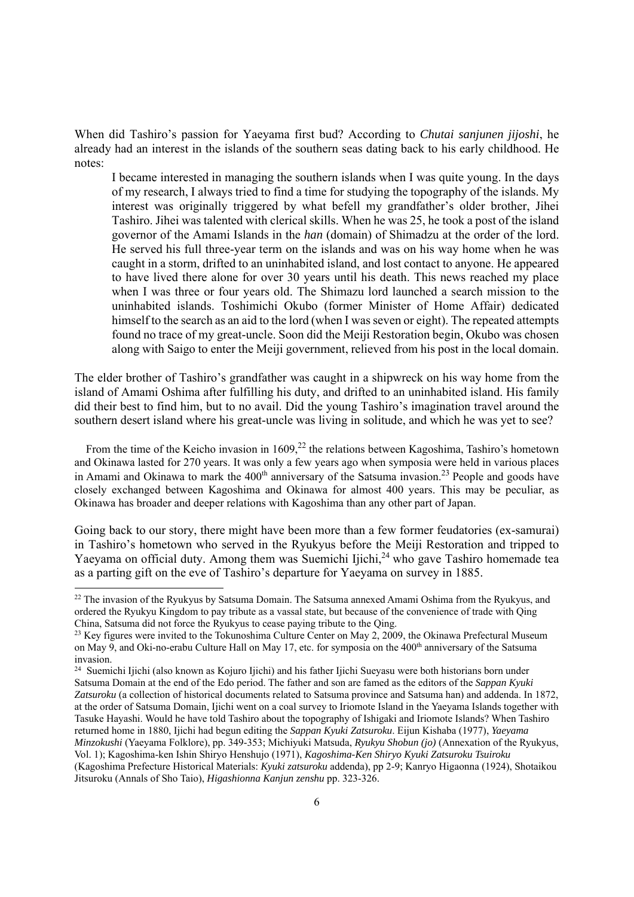When did Tashiro's passion for Yaeyama first bud? According to *Chutai sanjunen jijoshi*, he already had an interest in the islands of the southern seas dating back to his early childhood. He notes:

> I became interested in managing the southern islands when I was quite young. In the days of my research, I always tried to find a time for studying the topography of the islands. My interest was originally triggered by what befell my grandfather's older brother, Jihei Tashiro. Jihei was talented with clerical skills. When he was 25, he took a post of the island governor of the Amami Islands in the *han* (domain) of Shimadzu at the order of the lord. He served his full three-year term on the islands and was on his way home when he was caught in a storm, drifted to an uninhabited island, and lost contact to anyone. He appeared to have lived there alone for over 30 years until his death. This news reached my place when I was three or four years old. The Shimazu lord launched a search mission to the uninhabited islands. Toshimichi Okubo (former Minister of Home Affair) dedicated himself to the search as an aid to the lord (when I was seven or eight). The repeated attempts found no trace of my great-uncle. Soon did the Meiji Restoration begin, Okubo was chosen along with Saigo to enter the Meiji government, relieved from his post in the local domain.

The elder brother of Tashiro's grandfather was caught in a shipwreck on his way home from the island of Amami Oshima after fulfilling his duty, and drifted to an uninhabited island. His family did their best to find him, but to no avail. Did the young Tashiro's imagination travel around the southern desert island where his great-uncle was living in solitude, and which he was yet to see?

From the time of the Keicho invasion in 1609,[22] the relations between Kagoshima, Tashiro's hometown and Okinawa lasted for 270 years. It was only a few years ago when symposia were held in various places in Amami and Okinawa to mark the 400th anniversary of the Satsuma invasion.[23] People and goods have closely exchanged between Kagoshima and Okinawa for almost 400 years. This may be peculiar, as Okinawa has broader and deeper relations with Kagoshima than any other part of Japan.

Going back to our story, there might have been more than a few former feudatories (ex-samurai) in Tashiro's hometown who served in the Ryukyus before the Meiji Restoration and tripped to Yaeyama on official duty. Among them was Suemichi Ijichi,[24] who gave Tashiro homemade tea as a parting gift on the eve of Tashiro's departure for Yaeyama on survey in 1885.

---

[22] The invasion of the Ryukyus by Satsuma Domain. The Satsuma annexed Amami Oshima from the Ryukyus, and ordered the Ryukyu Kingdom to pay tribute as a vassal state, but because of the convenience of trade with Qing China, Satsuma did not force the Ryukyus to cease paying tribute to the Qing.

[23] Key figures were invited to the Tokunoshima Culture Center on May 2, 2009, the Okinawa Prefectural Museum on May 9, and Oki-no-erabu Culture Hall on May 17, etc. for symposia on the 400th anniversary of the Satsuma invasion.

[24] Suemichi Ijichi (also known as Kojuro Ijichi) and his father Ijichi Sueyasu were both historians born under Satsuma Domain at the end of the Edo period. The father and son are famed as the editors of the *Sappan Kyuki Zatsuroku* (a collection of historical documents related to Satsuma province and Satsuma han) and addenda. In 1872, at the order of Satsuma Domain, Ijichi went on a coal survey to Iriomote Island in the Yaeyama Islands together with Tasuke Hayashi. Would he have told Tashiro about the topography of Ishigaki and Iriomote Islands? When Tashiro returned home in 1880, Ijichi had begun editing the *Sappan Kyuki Zatsuroku*. Eijun Kishaba (1977), *Yaeyama Minzokushi* (Yaeyama Folklore), pp. 349-353; Michiyuki Matsuda, *Ryukyu Shobun (jo)* (Annexation of the Ryukyus, Vol. 1); Kagoshima-ken Ishin Shiryo Henshujo (1971), *Kagoshima-Ken Shiryo Kyuki Zatsuroku Tsuiroku* (Kagoshima Prefecture Historical Materials: *Kyuki zatsuroku* addenda), pp 2-9; Kanryo Higaonna (1924), Shotaikou Jitsuroku (Annals of Sho Taio), *Higashionna Kanjun zenshu* pp. 323-326.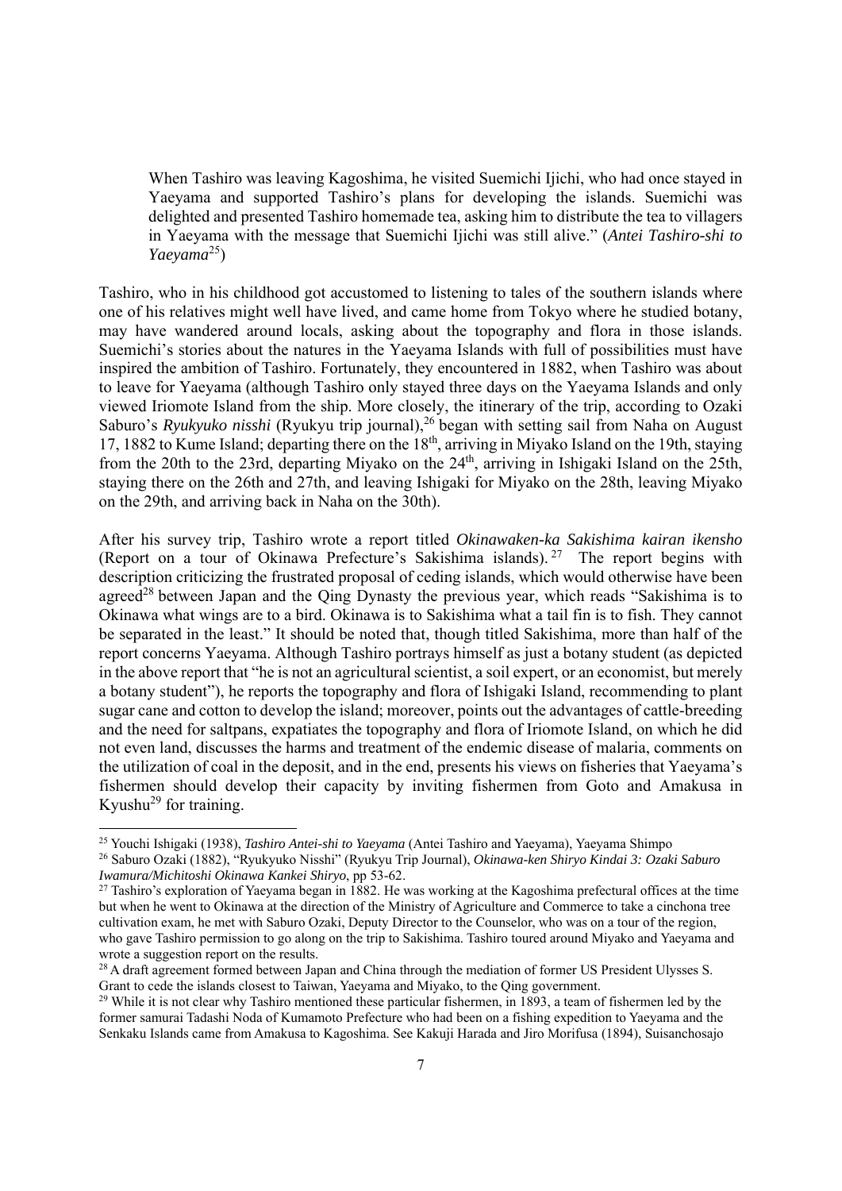> When Tashiro was leaving Kagoshima, he visited Suemichi Ijichi, who had once stayed in Yaeyama and supported Tashiro's plans for developing the islands. Suemichi was delighted and presented Tashiro homemade tea, asking him to distribute the tea to villagers in Yaeyama with the message that Suemichi Ijichi was still alive." (*Antei Tashiro-shi to Yaeyama*[25])

Tashiro, who in his childhood got accustomed to listening to tales of the southern islands where one of his relatives might well have lived, and came home from Tokyo where he studied botany, may have wandered around locals, asking about the topography and flora in those islands. Suemichi's stories about the natures in the Yaeyama Islands with full of possibilities must have inspired the ambition of Tashiro. Fortunately, they encountered in 1882, when Tashiro was about to leave for Yaeyama (although Tashiro only stayed three days on the Yaeyama Islands and only viewed Iriomote Island from the ship. More closely, the itinerary of the trip, according to Ozaki Saburo's *Ryukyuko nisshi* (Ryukyu trip journal),[26] began with setting sail from Naha on August 17, 1882 to Kume Island; departing there on the 18th, arriving in Miyako Island on the 19th, staying from the 20th to the 23rd, departing Miyako on the 24th, arriving in Ishigaki Island on the 25th, staying there on the 26th and 27th, and leaving Ishigaki for Miyako on the 28th, leaving Miyako on the 29th, and arriving back in Naha on the 30th).

After his survey trip, Tashiro wrote a report titled *Okinawaken-ka Sakishima kairan ikensho* (Report on a tour of Okinawa Prefecture's Sakishima islands).[27] The report begins with description criticizing the frustrated proposal of ceding islands, which would otherwise have been agreed[28] between Japan and the Qing Dynasty the previous year, which reads "Sakishima is to Okinawa what wings are to a bird. Okinawa is to Sakishima what a tail fin is to fish. They cannot be separated in the least." It should be noted that, though titled Sakishima, more than half of the report concerns Yaeyama. Although Tashiro portrays himself as just a botany student (as depicted in the above report that "he is not an agricultural scientist, a soil expert, or an economist, but merely a botany student"), he reports the topography and flora of Ishigaki Island, recommending to plant sugar cane and cotton to develop the island; moreover, points out the advantages of cattle-breeding and the need for saltpans, expatiates the topography and flora of Iriomote Island, on which he did not even land, discusses the harms and treatment of the endemic disease of malaria, comments on the utilization of coal in the deposit, and in the end, presents his views on fisheries that Yaeyama's fishermen should develop their capacity by inviting fishermen from Goto and Amakusa in Kyushu[29] for training.

---

[25] Youchi Ishigaki (1938), *Tashiro Antei-shi to Yaeyama* (Antei Tashiro and Yaeyama), Yaeyama Shimpo

[26] Saburo Ozaki (1882), "Ryukyuko Nisshi" (Ryukyu Trip Journal), *Okinawa-ken Shiryo Kindai 3: Ozaki Saburo Iwamura/Michitoshi Okinawa Kankei Shiryo*, pp 53-62.

[27] Tashiro's exploration of Yaeyama began in 1882. He was working at the Kagoshima prefectural offices at the time but when he went to Okinawa at the direction of the Ministry of Agriculture and Commerce to take a cinchona tree cultivation exam, he met with Saburo Ozaki, Deputy Director to the Counselor, who was on a tour of the region, who gave Tashiro permission to go along on the trip to Sakishima. Tashiro toured around Miyako and Yaeyama and wrote a suggestion report on the results.

[28] A draft agreement formed between Japan and China through the mediation of former US President Ulysses S. Grant to cede the islands closest to Taiwan, Yaeyama and Miyako, to the Qing government.

[29] While it is not clear why Tashiro mentioned these particular fishermen, in 1893, a team of fishermen led by the former samurai Tadashi Noda of Kumamoto Prefecture who had been on a fishing expedition to Yaeyama and the Senkaku Islands came from Amakusa to Kagoshima. See Kakuji Harada and Jiro Morifusa (1894), Suisanchosajo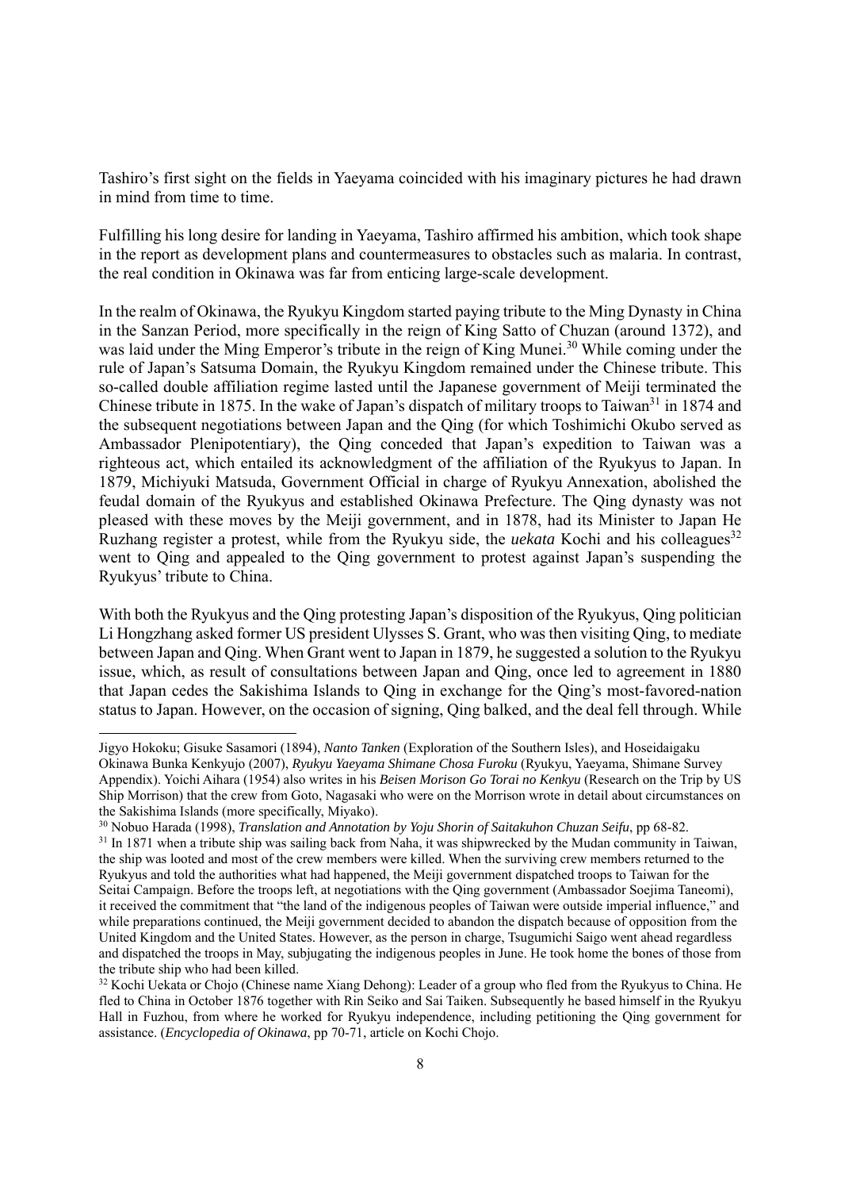Tashiro's first sight on the fields in Yaeyama coincided with his imaginary pictures he had drawn in mind from time to time.

Fulfilling his long desire for landing in Yaeyama, Tashiro affirmed his ambition, which took shape in the report as development plans and countermeasures to obstacles such as malaria. In contrast, the real condition in Okinawa was far from enticing large-scale development.

In the realm of Okinawa, the Ryukyu Kingdom started paying tribute to the Ming Dynasty in China in the Sanzan Period, more specifically in the reign of King Satto of Chuzan (around 1372), and was laid under the Ming Emperor's tribute in the reign of King Munei.[30] While coming under the rule of Japan's Satsuma Domain, the Ryukyu Kingdom remained under the Chinese tribute. This so-called double affiliation regime lasted until the Japanese government of Meiji terminated the Chinese tribute in 1875. In the wake of Japan's dispatch of military troops to Taiwan[31] in 1874 and the subsequent negotiations between Japan and the Qing (for which Toshimichi Okubo served as Ambassador Plenipotentiary), the Qing conceded that Japan's expedition to Taiwan was a righteous act, which entailed its acknowledgment of the affiliation of the Ryukyus to Japan. In 1879, Michiyuki Matsuda, Government Official in charge of Ryukyu Annexation, abolished the feudal domain of the Ryukyus and established Okinawa Prefecture. The Qing dynasty was not pleased with these moves by the Meiji government, and in 1878, had its Minister to Japan He Ruzhang register a protest, while from the Ryukyu side, the *uekata* Kochi and his colleagues[32] went to Qing and appealed to the Qing government to protest against Japan's suspending the Ryukyus' tribute to China.

With both the Ryukyus and the Qing protesting Japan's disposition of the Ryukyus, Qing politician Li Hongzhang asked former US president Ulysses S. Grant, who was then visiting Qing, to mediate between Japan and Qing. When Grant went to Japan in 1879, he suggested a solution to the Ryukyu issue, which, as result of consultations between Japan and Qing, once led to agreement in 1880 that Japan cedes the Sakishima Islands to Qing in exchange for the Qing's most-favored-nation status to Japan. However, on the occasion of signing, Qing balked, and the deal fell through. While

---

Jigyo Hokoku; Gisuke Sasamori (1894), *Nanto Tanken* (Exploration of the Southern Isles), and Hoseidaigaku Okinawa Bunka Kenkyujo (2007), *Ryukyu Yaeyama Shimane Chosa Furoku* (Ryukyu, Yaeyama, Shimane Survey Appendix). Yoichi Aihara (1954) also writes in his *Beisen Morison Go Torai no Kenkyu* (Research on the Trip by US Ship Morrison) that the crew from Goto, Nagasaki who were on the Morrison wrote in detail about circumstances on the Sakishima Islands (more specifically, Miyako).

[30] Nobuo Harada (1998), *Translation and Annotation by Yoju Shorin of Saitakuhon Chuzan Seifu*, pp 68-82.

[31] In 1871 when a tribute ship was sailing back from Naha, it was shipwrecked by the Mudan community in Taiwan, the ship was looted and most of the crew members were killed. When the surviving crew members returned to the Ryukyus and told the authorities what had happened, the Meiji government dispatched troops to Taiwan for the Seitai Campaign. Before the troops left, at negotiations with the Qing government (Ambassador Soejima Taneomi), it received the commitment that "the land of the indigenous peoples of Taiwan were outside imperial influence," and while preparations continued, the Meiji government decided to abandon the dispatch because of opposition from the United Kingdom and the United States. However, as the person in charge, Tsugumichi Saigo went ahead regardless and dispatched the troops in May, subjugating the indigenous peoples in June. He took home the bones of those from the tribute ship who had been killed.

[32] Kochi Uekata or Chojo (Chinese name Xiang Dehong): Leader of a group who fled from the Ryukyus to China. He fled to China in October 1876 together with Rin Seiko and Sai Taiken. Subsequently he based himself in the Ryukyu Hall in Fuzhou, from where he worked for Ryukyu independence, including petitioning the Qing government for assistance. (*Encyclopedia of Okinawa*, pp 70-71, article on Kochi Chojo.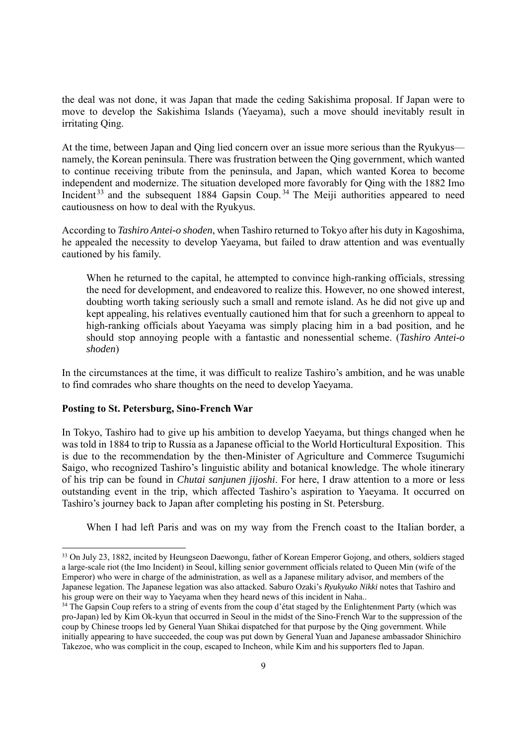the deal was not done, it was Japan that made the ceding Sakishima proposal. If Japan were to move to develop the Sakishima Islands (Yaeyama), such a move should inevitably result in irritating Qing.

At the time, between Japan and Qing lied concern over an issue more serious than the Ryukyus—namely, the Korean peninsula. There was frustration between the Qing government, which wanted to continue receiving tribute from the peninsula, and Japan, which wanted Korea to become independent and modernize. The situation developed more favorably for Qing with the 1882 Imo Incident[33] and the subsequent 1884 Gapsin Coup.[34] The Meiji authorities appeared to need cautiousness on how to deal with the Ryukyus.

According to *Tashiro Antei-o shoden*, when Tashiro returned to Tokyo after his duty in Kagoshima, he appealed the necessity to develop Yaeyama, but failed to draw attention and was eventually cautioned by his family.

> When he returned to the capital, he attempted to convince high-ranking officials, stressing the need for development, and endeavored to realize this. However, no one showed interest, doubting worth taking seriously such a small and remote island. As he did not give up and kept appealing, his relatives eventually cautioned him that for such a greenhorn to appeal to high-ranking officials about Yaeyama was simply placing him in a bad position, and he should stop annoying people with a fantastic and nonessential scheme. (*Tashiro Antei-o shoden*)

In the circumstances at the time, it was difficult to realize Tashiro's ambition, and he was unable to find comrades who share thoughts on the need to develop Yaeyama.

**Posting to St. Petersburg, Sino-French War**

In Tokyo, Tashiro had to give up his ambition to develop Yaeyama, but things changed when he was told in 1884 to trip to Russia as a Japanese official to the World Horticultural Exposition. This is due to the recommendation by the then-Minister of Agriculture and Commerce Tsugumichi Saigo, who recognized Tashiro's linguistic ability and botanical knowledge. The whole itinerary of his trip can be found in *Chutai sanjunen jijoshi*. For here, I draw attention to a more or less outstanding event in the trip, which affected Tashiro's aspiration to Yaeyama. It occurred on Tashiro's journey back to Japan after completing his posting in St. Petersburg.

> When I had left Paris and was on my way from the French coast to the Italian border, a

---

[33] On July 23, 1882, incited by Heungseon Daewongu, father of Korean Emperor Gojong, and others, soldiers staged a large-scale riot (the Imo Incident) in Seoul, killing senior government officials related to Queen Min (wife of the Emperor) who were in charge of the administration, as well as a Japanese military advisor, and members of the Japanese legation. The Japanese legation was also attacked. Saburo Ozaki's *Ryukyuko Nikki* notes that Tashiro and his group were on their way to Yaeyama when they heard news of this incident in Naha..

[34] The Gapsin Coup refers to a string of events from the coup d'état staged by the Enlightenment Party (which was pro-Japan) led by Kim Ok-kyun that occurred in Seoul in the midst of the Sino-French War to the suppression of the coup by Chinese troops led by General Yuan Shikai dispatched for that purpose by the Qing government. While initially appearing to have succeeded, the coup was put down by General Yuan and Japanese ambassador Shinichiro Takezoe, who was complicit in the coup, escaped to Incheon, while Kim and his supporters fled to Japan.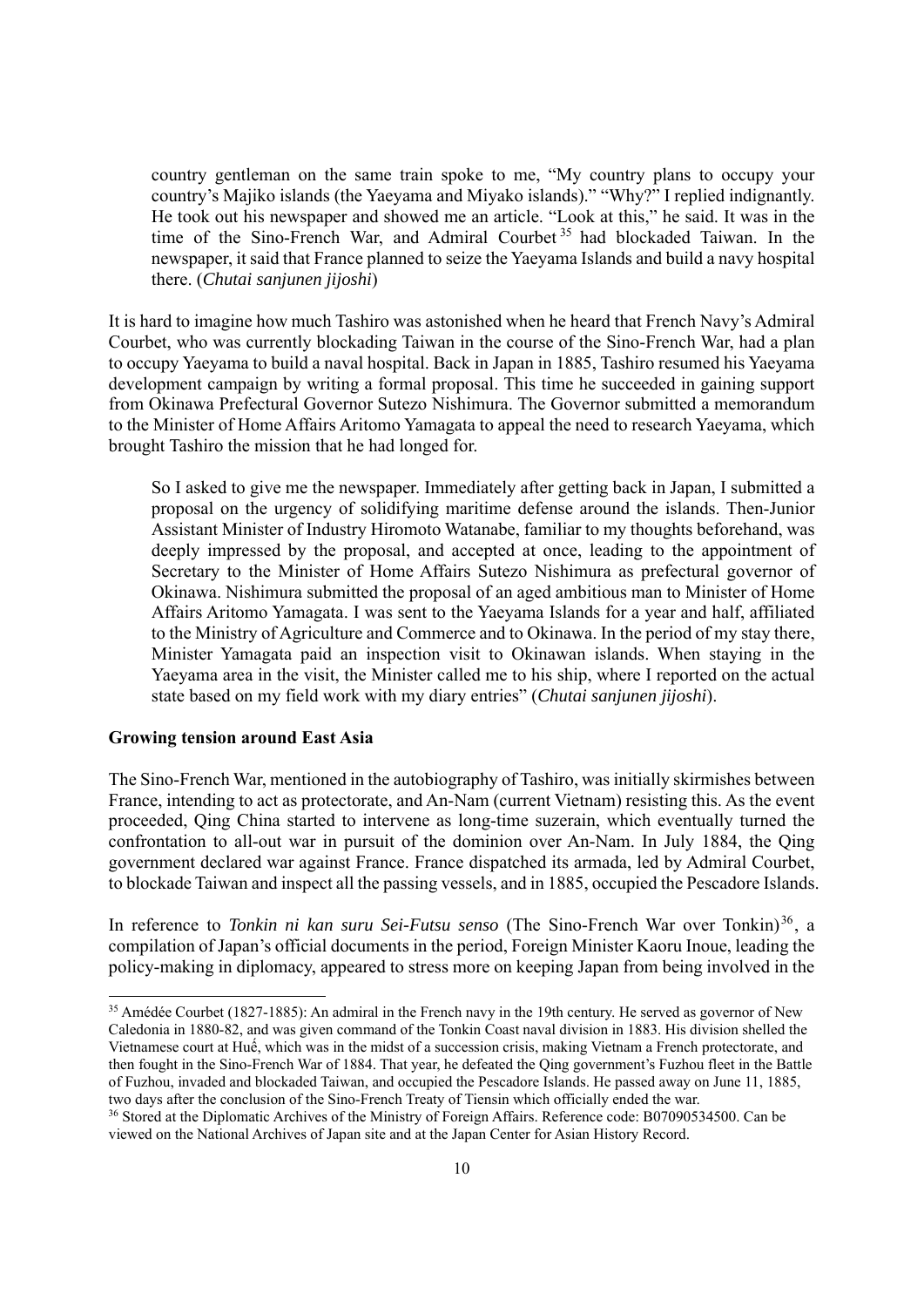country gentleman on the same train spoke to me, "My country plans to occupy your country's Majiko islands (the Yaeyama and Miyako islands)." "Why?" I replied indignantly. He took out his newspaper and showed me an article. "Look at this," he said. It was in the time of the Sino-French War, and Admiral Courbet[35] had blockaded Taiwan. In the newspaper, it said that France planned to seize the Yaeyama Islands and build a navy hospital there. (*Chutai sanjunen jijoshi*)

It is hard to imagine how much Tashiro was astonished when he heard that French Navy's Admiral Courbet, who was currently blockading Taiwan in the course of the Sino-French War, had a plan to occupy Yaeyama to build a naval hospital. Back in Japan in 1885, Tashiro resumed his Yaeyama development campaign by writing a formal proposal. This time he succeeded in gaining support from Okinawa Prefectural Governor Sutezo Nishimura. The Governor submitted a memorandum to the Minister of Home Affairs Aritomo Yamagata to appeal the need to research Yaeyama, which brought Tashiro the mission that he had longed for.

> So I asked to give me the newspaper. Immediately after getting back in Japan, I submitted a proposal on the urgency of solidifying maritime defense around the islands. Then-Junior Assistant Minister of Industry Hiromoto Watanabe, familiar to my thoughts beforehand, was deeply impressed by the proposal, and accepted at once, leading to the appointment of Secretary to the Minister of Home Affairs Sutezo Nishimura as prefectural governor of Okinawa. Nishimura submitted the proposal of an aged ambitious man to Minister of Home Affairs Aritomo Yamagata. I was sent to the Yaeyama Islands for a year and half, affiliated to the Ministry of Agriculture and Commerce and to Okinawa. In the period of my stay there, Minister Yamagata paid an inspection visit to Okinawan islands. When staying in the Yaeyama area in the visit, the Minister called me to his ship, where I reported on the actual state based on my field work with my diary entries" (*Chutai sanjunen jijoshi*).

**Growing tension around East Asia**

The Sino-French War, mentioned in the autobiography of Tashiro, was initially skirmishes between France, intending to act as protectorate, and An-Nam (current Vietnam) resisting this. As the event proceeded, Qing China started to intervene as long-time suzerain, which eventually turned the confrontation to all-out war in pursuit of the dominion over An-Nam. In July 1884, the Qing government declared war against France. France dispatched its armada, led by Admiral Courbet, to blockade Taiwan and inspect all the passing vessels, and in 1885, occupied the Pescadore Islands.

In reference to *Tonkin ni kan suru Sei-Futsu senso* (The Sino-French War over Tonkin)[36], a compilation of Japan's official documents in the period, Foreign Minister Kaoru Inoue, leading the policy-making in diplomacy, appeared to stress more on keeping Japan from being involved in the

---

[35] Amédée Courbet (1827-1885): An admiral in the French navy in the 19th century. He served as governor of New Caledonia in 1880-82, and was given command of the Tonkin Coast naval division in 1883. His division shelled the Vietnamese court at Huế, which was in the midst of a succession crisis, making Vietnam a French protectorate, and then fought in the Sino-French War of 1884. That year, he defeated the Qing government's Fuzhou fleet in the Battle of Fuzhou, invaded and blockaded Taiwan, and occupied the Pescadore Islands. He passed away on June 11, 1885, two days after the conclusion of the Sino-French Treaty of Tiensin which officially ended the war.

[36] Stored at the Diplomatic Archives of the Ministry of Foreign Affairs. Reference code: B07090534500. Can be viewed on the National Archives of Japan site and at the Japan Center for Asian History Record.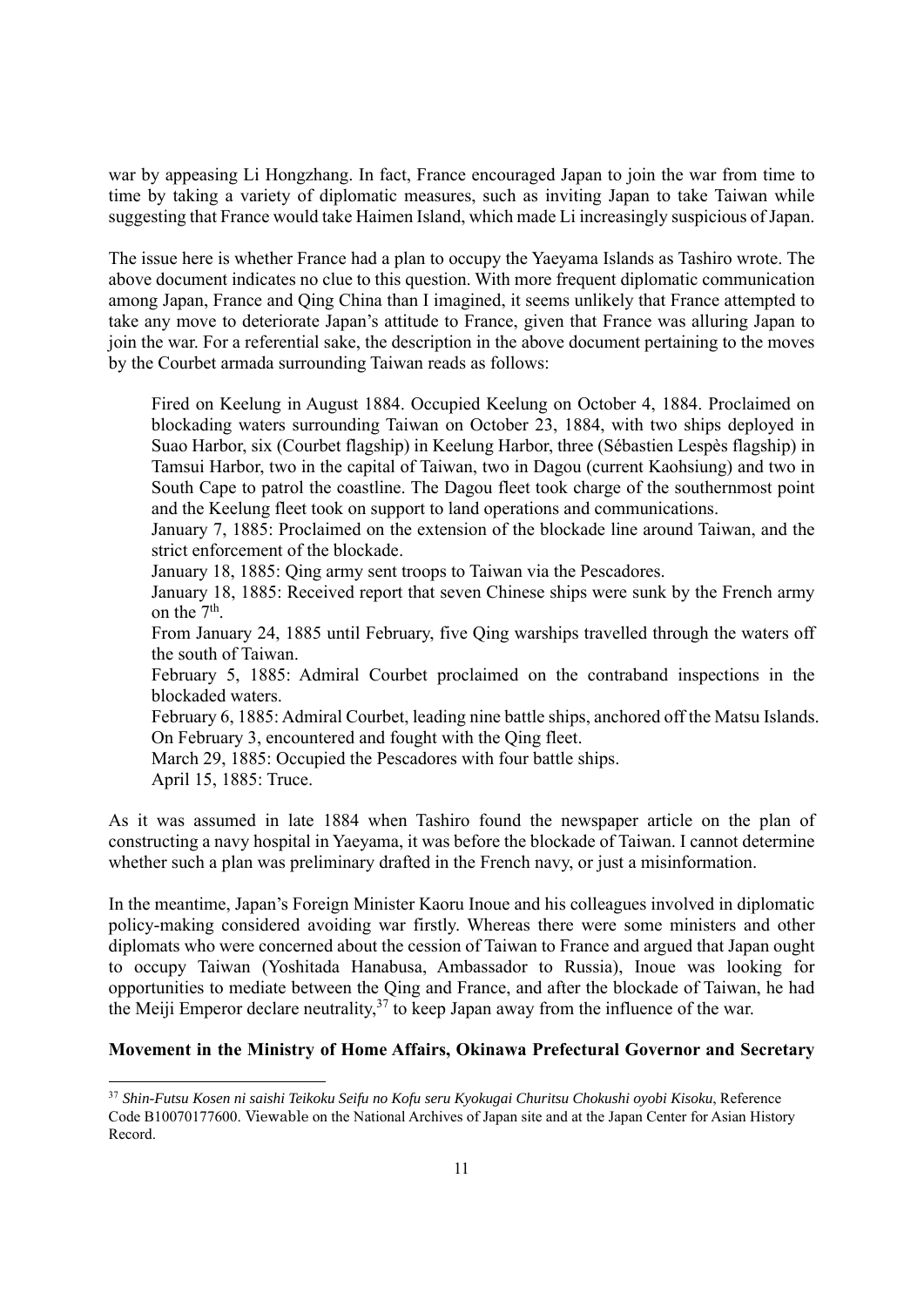war by appeasing Li Hongzhang. In fact, France encouraged Japan to join the war from time to time by taking a variety of diplomatic measures, such as inviting Japan to take Taiwan while suggesting that France would take Haimen Island, which made Li increasingly suspicious of Japan.

The issue here is whether France had a plan to occupy the Yaeyama Islands as Tashiro wrote. The above document indicates no clue to this question. With more frequent diplomatic communication among Japan, France and Qing China than I imagined, it seems unlikely that France attempted to take any move to deteriorate Japan's attitude to France, given that France was alluring Japan to join the war. For a referential sake, the description in the above document pertaining to the moves by the Courbet armada surrounding Taiwan reads as follows:

> Fired on Keelung in August 1884. Occupied Keelung on October 4, 1884. Proclaimed on blockading waters surrounding Taiwan on October 23, 1884, with two ships deployed in Suao Harbor, six (Courbet flagship) in Keelung Harbor, three (Sébastien Lespès flagship) in Tamsui Harbor, two in the capital of Taiwan, two in Dagou (current Kaohsiung) and two in South Cape to patrol the coastline. The Dagou fleet took charge of the southernmost point and the Keelung fleet took on support to land operations and communications.
> January 7, 1885: Proclaimed on the extension of the blockade line around Taiwan, and the strict enforcement of the blockade.
> January 18, 1885: Qing army sent troops to Taiwan via the Pescadores.
> January 18, 1885: Received report that seven Chinese ships were sunk by the French army on the 7th.
> From January 24, 1885 until February, five Qing warships travelled through the waters off the south of Taiwan.
> February 5, 1885: Admiral Courbet proclaimed on the contraband inspections in the blockaded waters.
> February 6, 1885: Admiral Courbet, leading nine battle ships, anchored off the Matsu Islands. On February 3, encountered and fought with the Qing fleet.
> March 29, 1885: Occupied the Pescadores with four battle ships.
> April 15, 1885: Truce.

As it was assumed in late 1884 when Tashiro found the newspaper article on the plan of constructing a navy hospital in Yaeyama, it was before the blockade of Taiwan. I cannot determine whether such a plan was preliminary drafted in the French navy, or just a misinformation.

In the meantime, Japan's Foreign Minister Kaoru Inoue and his colleagues involved in diplomatic policy-making considered avoiding war firstly. Whereas there were some ministers and other diplomats who were concerned about the cession of Taiwan to France and argued that Japan ought to occupy Taiwan (Yoshitada Hanabusa, Ambassador to Russia), Inoue was looking for opportunities to mediate between the Qing and France, and after the blockade of Taiwan, he had the Meiji Emperor declare neutrality,[37] to keep Japan away from the influence of the war.

**Movement in the Ministry of Home Affairs, Okinawa Prefectural Governor and Secretary**

[37] *Shin-Futsu Kosen ni saishi Teikoku Seifu no Kofu seru Kyokugai Churitsu Chokushi oyobi Kisoku*, Reference Code B10070177600. Viewable on the National Archives of Japan site and at the Japan Center for Asian History Record.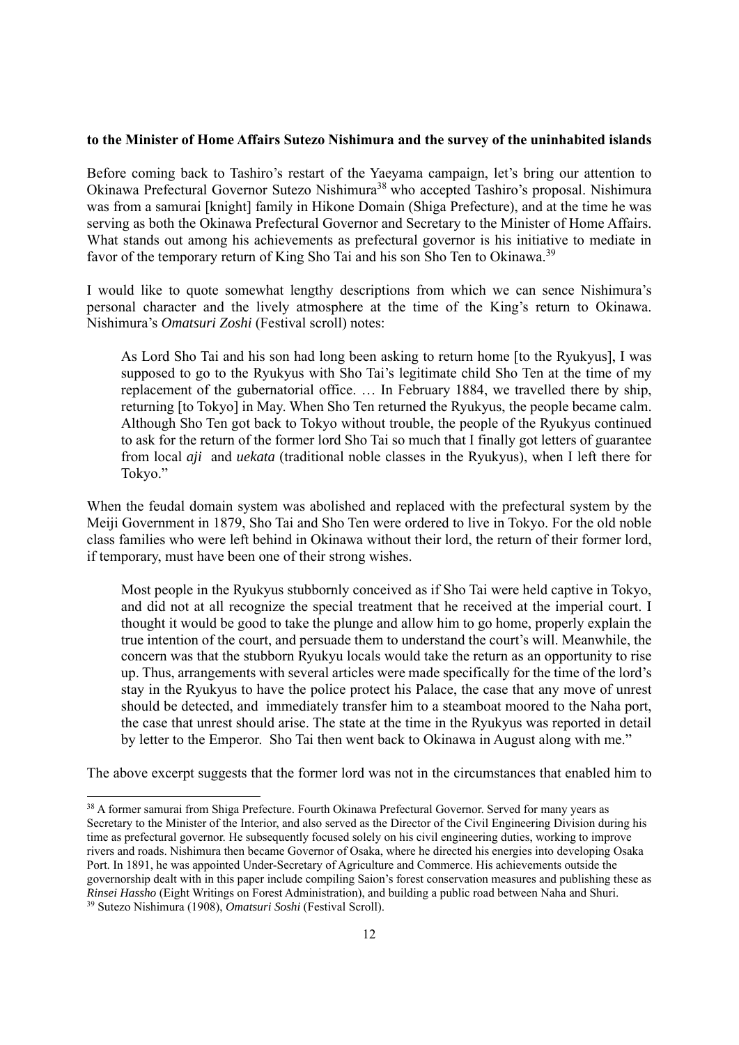**to the Minister of Home Affairs Sutezo Nishimura and the survey of the uninhabited islands**

Before coming back to Tashiro's restart of the Yaeyama campaign, let's bring our attention to Okinawa Prefectural Governor Sutezo Nishimura[38] who accepted Tashiro's proposal. Nishimura was from a samurai [knight] family in Hikone Domain (Shiga Prefecture), and at the time he was serving as both the Okinawa Prefectural Governor and Secretary to the Minister of Home Affairs. What stands out among his achievements as prefectural governor is his initiative to mediate in favor of the temporary return of King Sho Tai and his son Sho Ten to Okinawa.[39]

I would like to quote somewhat lengthy descriptions from which we can sence Nishimura's personal character and the lively atmosphere at the time of the King's return to Okinawa. Nishimura's *Omatsuri Zoshi* (Festival scroll) notes:

> As Lord Sho Tai and his son had long been asking to return home [to the Ryukyus], I was supposed to go to the Ryukyus with Sho Tai's legitimate child Sho Ten at the time of my replacement of the gubernatorial office. … In February 1884, we travelled there by ship, returning [to Tokyo] in May. When Sho Ten returned the Ryukyus, the people became calm. Although Sho Ten got back to Tokyo without trouble, the people of the Ryukyus continued to ask for the return of the former lord Sho Tai so much that I finally got letters of guarantee from local *aji* and *uekata* (traditional noble classes in the Ryukyus), when I left there for Tokyo."

When the feudal domain system was abolished and replaced with the prefectural system by the Meiji Government in 1879, Sho Tai and Sho Ten were ordered to live in Tokyo. For the old noble class families who were left behind in Okinawa without their lord, the return of their former lord, if temporary, must have been one of their strong wishes.

> Most people in the Ryukyus stubbornly conceived as if Sho Tai were held captive in Tokyo, and did not at all recognize the special treatment that he received at the imperial court. I thought it would be good to take the plunge and allow him to go home, properly explain the true intention of the court, and persuade them to understand the court's will. Meanwhile, the concern was that the stubborn Ryukyu locals would take the return as an opportunity to rise up. Thus, arrangements with several articles were made specifically for the time of the lord's stay in the Ryukyus to have the police protect his Palace, the case that any move of unrest should be detected, and immediately transfer him to a steamboat moored to the Naha port, the case that unrest should arise. The state at the time in the Ryukyus was reported in detail by letter to the Emperor. Sho Tai then went back to Okinawa in August along with me."

The above excerpt suggests that the former lord was not in the circumstances that enabled him to

---

[38] A former samurai from Shiga Prefecture. Fourth Okinawa Prefectural Governor. Served for many years as Secretary to the Minister of the Interior, and also served as the Director of the Civil Engineering Division during his time as prefectural governor. He subsequently focused solely on his civil engineering duties, working to improve rivers and roads. Nishimura then became Governor of Osaka, where he directed his energies into developing Osaka Port. In 1891, he was appointed Under-Secretary of Agriculture and Commerce. His achievements outside the governorship dealt with in this paper include compiling Saion's forest conservation measures and publishing these as *Rinsei Hassho* (Eight Writings on Forest Administration), and building a public road between Naha and Shuri.

[39] Sutezo Nishimura (1908), *Omatsuri Soshi* (Festival Scroll).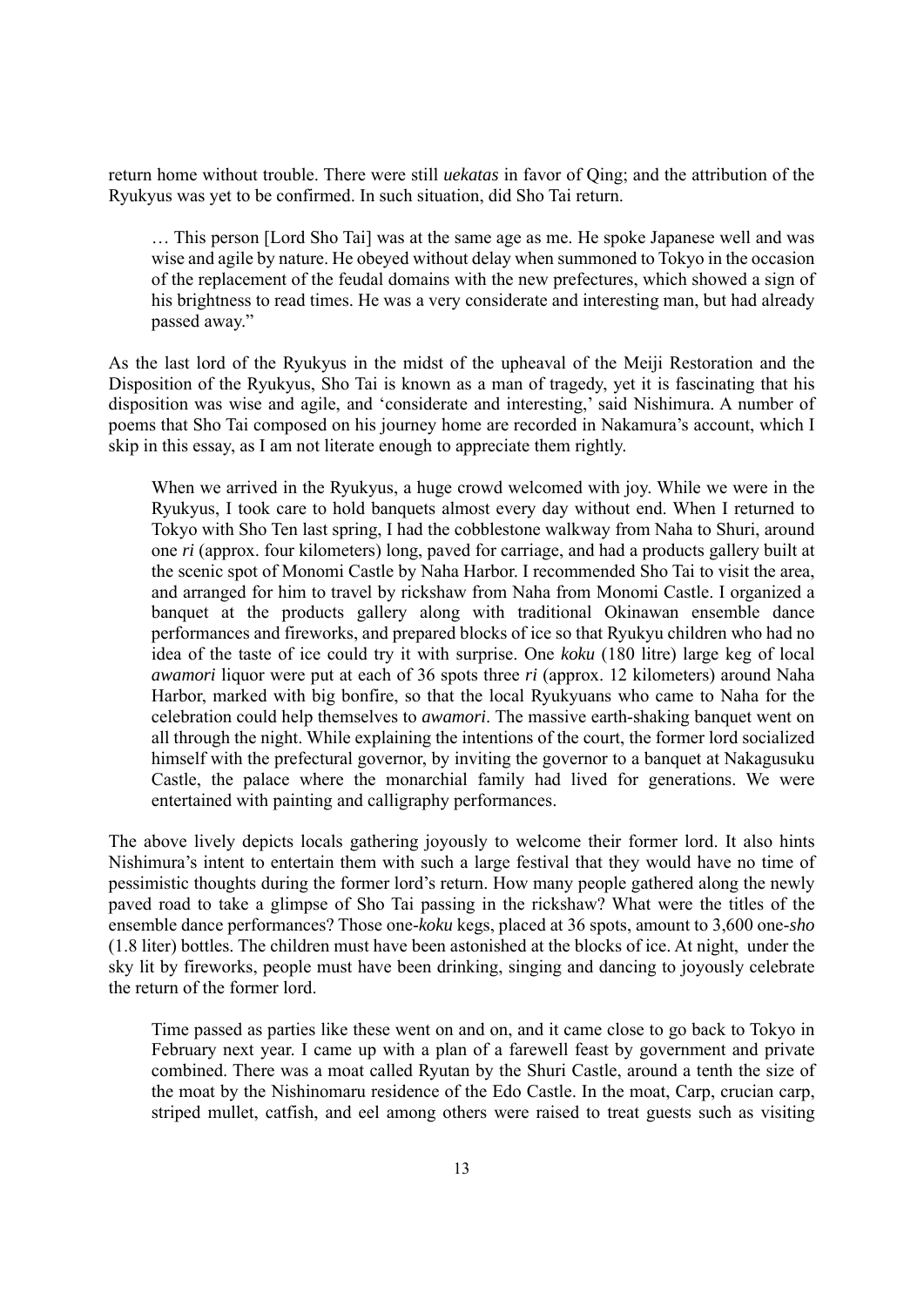return home without trouble. There were still *uekatas* in favor of Qing; and the attribution of the Ryukyus was yet to be confirmed. In such situation, did Sho Tai return.

> … This person [Lord Sho Tai] was at the same age as me. He spoke Japanese well and was wise and agile by nature. He obeyed without delay when summoned to Tokyo in the occasion of the replacement of the feudal domains with the new prefectures, which showed a sign of his brightness to read times. He was a very considerate and interesting man, but had already passed away."

As the last lord of the Ryukyus in the midst of the upheaval of the Meiji Restoration and the Disposition of the Ryukyus, Sho Tai is known as a man of tragedy, yet it is fascinating that his disposition was wise and agile, and 'considerate and interesting,' said Nishimura. A number of poems that Sho Tai composed on his journey home are recorded in Nakamura's account, which I skip in this essay, as I am not literate enough to appreciate them rightly.

> When we arrived in the Ryukyus, a huge crowd welcomed with joy. While we were in the Ryukyus, I took care to hold banquets almost every day without end. When I returned to Tokyo with Sho Ten last spring, I had the cobblestone walkway from Naha to Shuri, around one *ri* (approx. four kilometers) long, paved for carriage, and had a products gallery built at the scenic spot of Monomi Castle by Naha Harbor. I recommended Sho Tai to visit the area, and arranged for him to travel by rickshaw from Naha from Monomi Castle. I organized a banquet at the products gallery along with traditional Okinawan ensemble dance performances and fireworks, and prepared blocks of ice so that Ryukyu children who had no idea of the taste of ice could try it with surprise. One *koku* (180 litre) large keg of local *awamori* liquor were put at each of 36 spots three *ri* (approx. 12 kilometers) around Naha Harbor, marked with big bonfire, so that the local Ryukyuans who came to Naha for the celebration could help themselves to *awamori*. The massive earth-shaking banquet went on all through the night. While explaining the intentions of the court, the former lord socialized himself with the prefectural governor, by inviting the governor to a banquet at Nakagusuku Castle, the palace where the monarchial family had lived for generations. We were entertained with painting and calligraphy performances.

The above lively depicts locals gathering joyously to welcome their former lord. It also hints Nishimura's intent to entertain them with such a large festival that they would have no time of pessimistic thoughts during the former lord's return. How many people gathered along the newly paved road to take a glimpse of Sho Tai passing in the rickshaw? What were the titles of the ensemble dance performances? Those one-*koku* kegs, placed at 36 spots, amount to 3,600 one-*sho* (1.8 liter) bottles. The children must have been astonished at the blocks of ice. At night, under the sky lit by fireworks, people must have been drinking, singing and dancing to joyously celebrate the return of the former lord.

> Time passed as parties like these went on and on, and it came close to go back to Tokyo in February next year. I came up with a plan of a farewell feast by government and private combined. There was a moat called Ryutan by the Shuri Castle, around a tenth the size of the moat by the Nishinomaru residence of the Edo Castle. In the moat, Carp, crucian carp, striped mullet, catfish, and eel among others were raised to treat guests such as visiting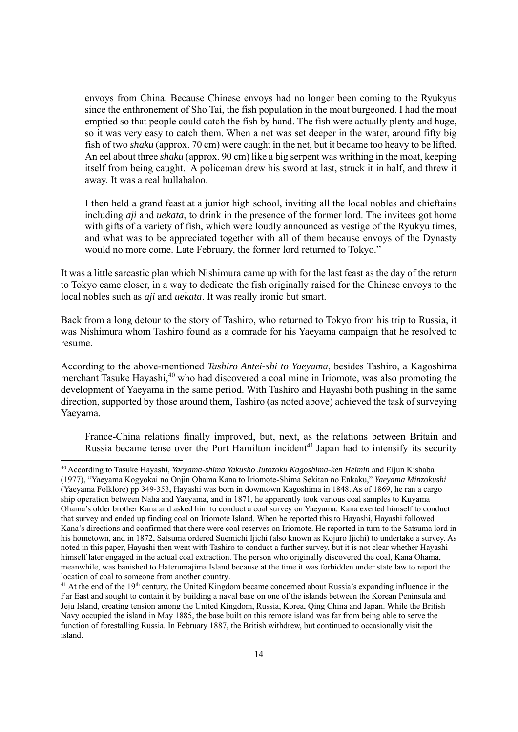> envoys from China. Because Chinese envoys had no longer been coming to the Ryukyus since the enthronement of Sho Tai, the fish population in the moat burgeoned. I had the moat emptied so that people could catch the fish by hand. The fish were actually plenty and huge, so it was very easy to catch them. When a net was set deeper in the water, around fifty big fish of two *shaku* (approx. 70 cm) were caught in the net, but it became too heavy to be lifted. An eel about three *shaku* (approx. 90 cm) like a big serpent was writhing in the moat, keeping itself from being caught. A policeman drew his sword at last, struck it in half, and threw it away. It was a real hullabaloo.
>
> I then held a grand feast at a junior high school, inviting all the local nobles and chieftains including *aji* and *uekata*, to drink in the presence of the former lord. The invitees got home with gifts of a variety of fish, which were loudly announced as vestige of the Ryukyu times, and what was to be appreciated together with all of them because envoys of the Dynasty would no more come. Late February, the former lord returned to Tokyo."

It was a little sarcastic plan which Nishimura came up with for the last feast as the day of the return to Tokyo came closer, in a way to dedicate the fish originally raised for the Chinese envoys to the local nobles such as *aji* and *uekata*. It was really ironic but smart.

Back from a long detour to the story of Tashiro, who returned to Tokyo from his trip to Russia, it was Nishimura whom Tashiro found as a comrade for his Yaeyama campaign that he resolved to resume.

According to the above-mentioned *Tashiro Antei-shi to Yaeyama*, besides Tashiro, a Kagoshima merchant Tasuke Hayashi,[40] who had discovered a coal mine in Iriomote, was also promoting the development of Yaeyama in the same period. With Tashiro and Hayashi both pushing in the same direction, supported by those around them, Tashiro (as noted above) achieved the task of surveying Yaeyama.

> France-China relations finally improved, but, next, as the relations between Britain and Russia became tense over the Port Hamilton incident[41] Japan had to intensify its security

---

[40] According to Tasuke Hayashi, *Yaeyama-shima Yakusho Jutozoku Kagoshima-ken Heimin* and Eijun Kishaba (1977), "Yaeyama Kogyokai no Onjin Ohama Kana to Iriomote-Shima Sekitan no Enkaku," *Yaeyama Minzokushi* (Yaeyama Folklore) pp 349-353, Hayashi was born in downtown Kagoshima in 1848. As of 1869, he ran a cargo ship operation between Naha and Yaeyama, and in 1871, he apparently took various coal samples to Kuyama Ohama's older brother Kana and asked him to conduct a coal survey on Yaeyama. Kana exerted himself to conduct that survey and ended up finding coal on Iriomote Island. When he reported this to Hayashi, Hayashi followed Kana's directions and confirmed that there were coal reserves on Iriomote. He reported in turn to the Satsuma lord in his hometown, and in 1872, Satsuma ordered Suemichi Ijichi (also known as Kojuro Ijichi) to undertake a survey. As noted in this paper, Hayashi then went with Tashiro to conduct a further survey, but it is not clear whether Hayashi himself later engaged in the actual coal extraction. The person who originally discovered the coal, Kana Ohama, meanwhile, was banished to Haterumajima Island because at the time it was forbidden under state law to report the location of coal to someone from another country.

[41] At the end of the 19th century, the United Kingdom became concerned about Russia's expanding influence in the Far East and sought to contain it by building a naval base on one of the islands between the Korean Peninsula and Jeju Island, creating tension among the United Kingdom, Russia, Korea, Qing China and Japan. While the British Navy occupied the island in May 1885, the base built on this remote island was far from being able to serve the function of forestalling Russia. In February 1887, the British withdrew, but continued to occasionally visit the island.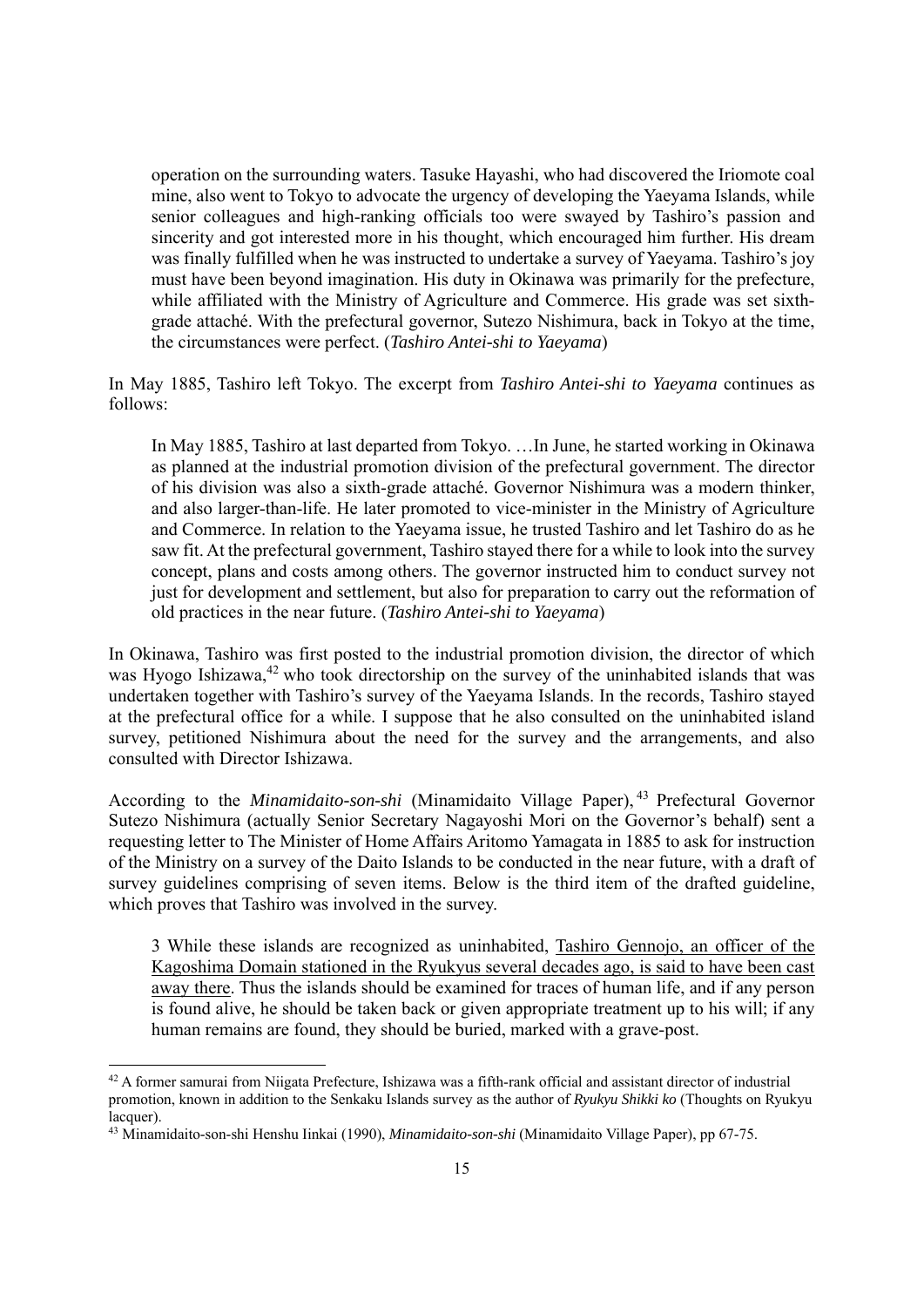operation on the surrounding waters. Tasuke Hayashi, who had discovered the Iriomote coal mine, also went to Tokyo to advocate the urgency of developing the Yaeyama Islands, while senior colleagues and high-ranking officials too were swayed by Tashiro's passion and sincerity and got interested more in his thought, which encouraged him further. His dream was finally fulfilled when he was instructed to undertake a survey of Yaeyama. Tashiro's joy must have been beyond imagination. His duty in Okinawa was primarily for the prefecture, while affiliated with the Ministry of Agriculture and Commerce. His grade was set sixth-grade attaché. With the prefectural governor, Sutezo Nishimura, back in Tokyo at the time, the circumstances were perfect. (*Tashiro Antei-shi to Yaeyama*)

In May 1885, Tashiro left Tokyo. The excerpt from *Tashiro Antei-shi to Yaeyama* continues as follows:

> In May 1885, Tashiro at last departed from Tokyo. …In June, he started working in Okinawa as planned at the industrial promotion division of the prefectural government. The director of his division was also a sixth-grade attaché. Governor Nishimura was a modern thinker, and also larger-than-life. He later promoted to vice-minister in the Ministry of Agriculture and Commerce. In relation to the Yaeyama issue, he trusted Tashiro and let Tashiro do as he saw fit. At the prefectural government, Tashiro stayed there for a while to look into the survey concept, plans and costs among others. The governor instructed him to conduct survey not just for development and settlement, but also for preparation to carry out the reformation of old practices in the near future. (*Tashiro Antei-shi to Yaeyama*)

In Okinawa, Tashiro was first posted to the industrial promotion division, the director of which was Hyogo Ishizawa,[42] who took directorship on the survey of the uninhabited islands that was undertaken together with Tashiro's survey of the Yaeyama Islands. In the records, Tashiro stayed at the prefectural office for a while. I suppose that he also consulted on the uninhabited island survey, petitioned Nishimura about the need for the survey and the arrangements, and also consulted with Director Ishizawa.

According to the *Minamidaito-son-shi* (Minamidaito Village Paper),[43] Prefectural Governor Sutezo Nishimura (actually Senior Secretary Nagayoshi Mori on the Governor's behalf) sent a requesting letter to The Minister of Home Affairs Aritomo Yamagata in 1885 to ask for instruction of the Ministry on a survey of the Daito Islands to be conducted in the near future, with a draft of survey guidelines comprising of seven items. Below is the third item of the drafted guideline, which proves that Tashiro was involved in the survey.

> 3 While these islands are recognized as uninhabited, <u>Tashiro Gennojo, an officer of the Kagoshima Domain stationed in the Ryukyus several decades ago, is said to have been cast away there</u>. Thus the islands should be examined for traces of human life, and if any person is found alive, he should be taken back or given appropriate treatment up to his will; if any human remains are found, they should be buried, marked with a grave-post.

---

[42] A former samurai from Niigata Prefecture, Ishizawa was a fifth-rank official and assistant director of industrial promotion, known in addition to the Senkaku Islands survey as the author of *Ryukyu Shikki ko* (Thoughts on Ryukyu lacquer).

[43] Minamidaito-son-shi Henshu Iinkai (1990), *Minamidaito-son-shi* (Minamidaito Village Paper), pp 67-75.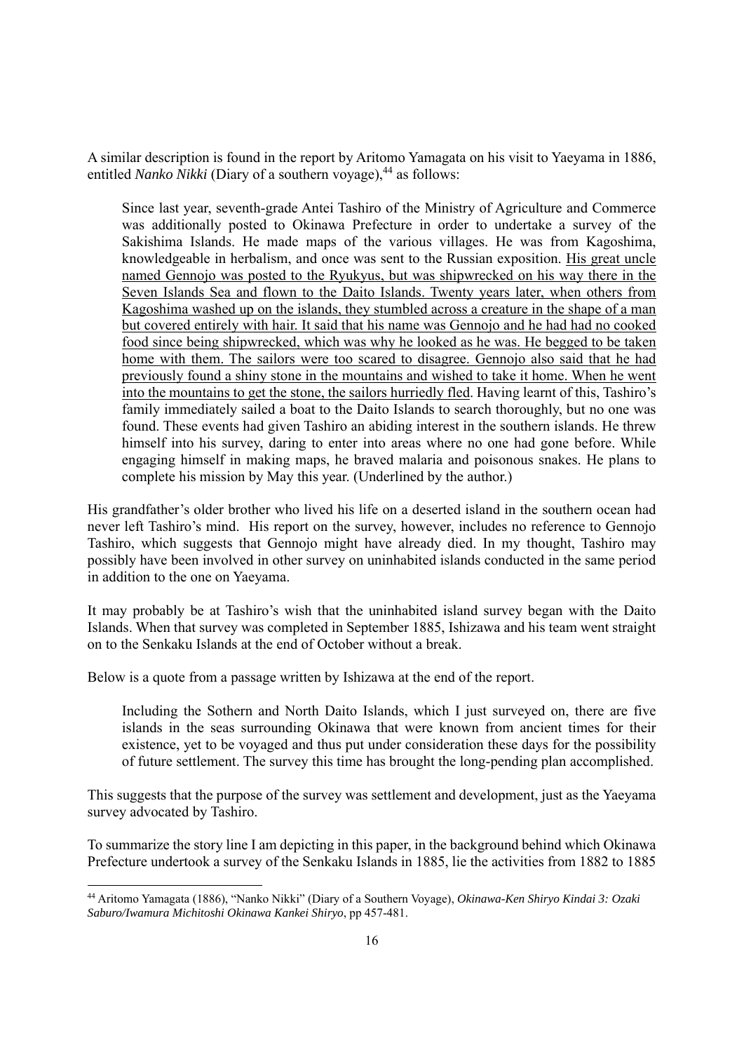A similar description is found in the report by Aritomo Yamagata on his visit to Yaeyama in 1886, entitled *Nanko Nikki* (Diary of a southern voyage),[44] as follows:

> Since last year, seventh-grade Antei Tashiro of the Ministry of Agriculture and Commerce was additionally posted to Okinawa Prefecture in order to undertake a survey of the Sakishima Islands. He made maps of the various villages. He was from Kagoshima, knowledgeable in herbalism, and once was sent to the Russian exposition. <u>His great uncle named Gennojo was posted to the Ryukyus, but was shipwrecked on his way there in the Seven Islands Sea and flown to the Daito Islands. Twenty years later, when others from Kagoshima washed up on the islands, they stumbled across a creature in the shape of a man but covered entirely with hair. It said that his name was Gennojo and he had had no cooked food since being shipwrecked, which was why he looked as he was. He begged to be taken home with them. The sailors were too scared to disagree. Gennojo also said that he had previously found a shiny stone in the mountains and wished to take it home. When he went into the mountains to get the stone, the sailors hurriedly fled</u>. Having learnt of this, Tashiro's family immediately sailed a boat to the Daito Islands to search thoroughly, but no one was found. These events had given Tashiro an abiding interest in the southern islands. He threw himself into his survey, daring to enter into areas where no one had gone before. While engaging himself in making maps, he braved malaria and poisonous snakes. He plans to complete his mission by May this year. (Underlined by the author.)

His grandfather's older brother who lived his life on a deserted island in the southern ocean had never left Tashiro's mind. His report on the survey, however, includes no reference to Gennojo Tashiro, which suggests that Gennojo might have already died. In my thought, Tashiro may possibly have been involved in other survey on uninhabited islands conducted in the same period in addition to the one on Yaeyama.

It may probably be at Tashiro's wish that the uninhabited island survey began with the Daito Islands. When that survey was completed in September 1885, Ishizawa and his team went straight on to the Senkaku Islands at the end of October without a break.

Below is a quote from a passage written by Ishizawa at the end of the report.

> Including the Sothern and North Daito Islands, which I just surveyed on, there are five islands in the seas surrounding Okinawa that were known from ancient times for their existence, yet to be voyaged and thus put under consideration these days for the possibility of future settlement. The survey this time has brought the long-pending plan accomplished.

This suggests that the purpose of the survey was settlement and development, just as the Yaeyama survey advocated by Tashiro.

To summarize the story line I am depicting in this paper, in the background behind which Okinawa Prefecture undertook a survey of the Senkaku Islands in 1885, lie the activities from 1882 to 1885

---

[44] Aritomo Yamagata (1886), "Nanko Nikki" (Diary of a Southern Voyage), *Okinawa-Ken Shiryo Kindai 3: Ozaki Saburo/Iwamura Michitoshi Okinawa Kankei Shiryo*, pp 457-481.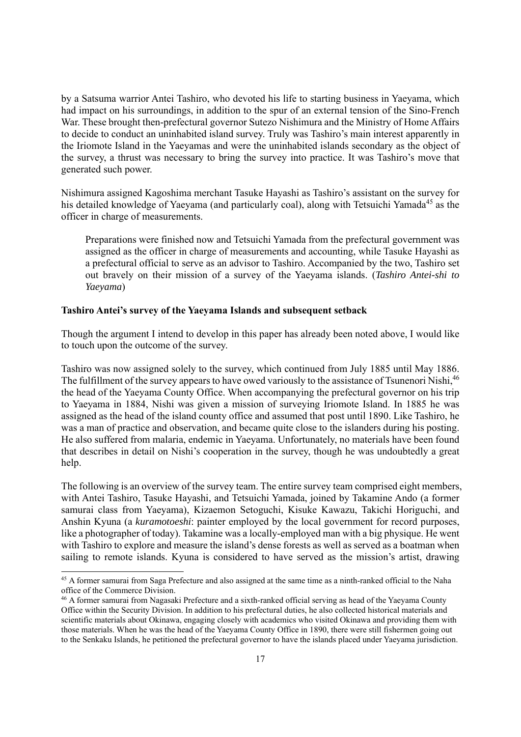by a Satsuma warrior Antei Tashiro, who devoted his life to starting business in Yaeyama, which had impact on his surroundings, in addition to the spur of an external tension of the Sino-French War. These brought then-prefectural governor Sutezo Nishimura and the Ministry of Home Affairs to decide to conduct an uninhabited island survey. Truly was Tashiro's main interest apparently in the Iriomote Island in the Yaeyamas and were the uninhabited islands secondary as the object of the survey, a thrust was necessary to bring the survey into practice. It was Tashiro's move that generated such power.

Nishimura assigned Kagoshima merchant Tasuke Hayashi as Tashiro's assistant on the survey for his detailed knowledge of Yaeyama (and particularly coal), along with Tetsuichi Yamada[45] as the officer in charge of measurements.

> Preparations were finished now and Tetsuichi Yamada from the prefectural government was assigned as the officer in charge of measurements and accounting, while Tasuke Hayashi as a prefectural official to serve as an advisor to Tashiro. Accompanied by the two, Tashiro set out bravely on their mission of a survey of the Yaeyama islands. (*Tashiro Antei-shi to Yaeyama*)

### Tashiro Antei's survey of the Yaeyama Islands and subsequent setback

Though the argument I intend to develop in this paper has already been noted above, I would like to touch upon the outcome of the survey.

Tashiro was now assigned solely to the survey, which continued from July 1885 until May 1886. The fulfillment of the survey appears to have owed variously to the assistance of Tsunenori Nishi,[46] the head of the Yaeyama County Office. When accompanying the prefectural governor on his trip to Yaeyama in 1884, Nishi was given a mission of surveying Iriomote Island. In 1885 he was assigned as the head of the island county office and assumed that post until 1890. Like Tashiro, he was a man of practice and observation, and became quite close to the islanders during his posting. He also suffered from malaria, endemic in Yaeyama. Unfortunately, no materials have been found that describes in detail on Nishi's cooperation in the survey, though he was undoubtedly a great help.

The following is an overview of the survey team. The entire survey team comprised eight members, with Antei Tashiro, Tasuke Hayashi, and Tetsuichi Yamada, joined by Takamine Ando (a former samurai class from Yaeyama), Kizaemon Setoguchi, Kisuke Kawazu, Takichi Horiguchi, and Anshin Kyuna (a *kuramotoeshi*: painter employed by the local government for record purposes, like a photographer of today). Takamine was a locally-employed man with a big physique. He went with Tashiro to explore and measure the island's dense forests as well as served as a boatman when sailing to remote islands. Kyuna is considered to have served as the mission's artist, drawing

---

[45] A former samurai from Saga Prefecture and also assigned at the same time as a ninth-ranked official to the Naha office of the Commerce Division.

[46] A former samurai from Nagasaki Prefecture and a sixth-ranked official serving as head of the Yaeyama County Office within the Security Division. In addition to his prefectural duties, he also collected historical materials and scientific materials about Okinawa, engaging closely with academics who visited Okinawa and providing them with those materials. When he was the head of the Yaeyama County Office in 1890, there were still fishermen going out to the Senkaku Islands, he petitioned the prefectural governor to have the islands placed under Yaeyama jurisdiction.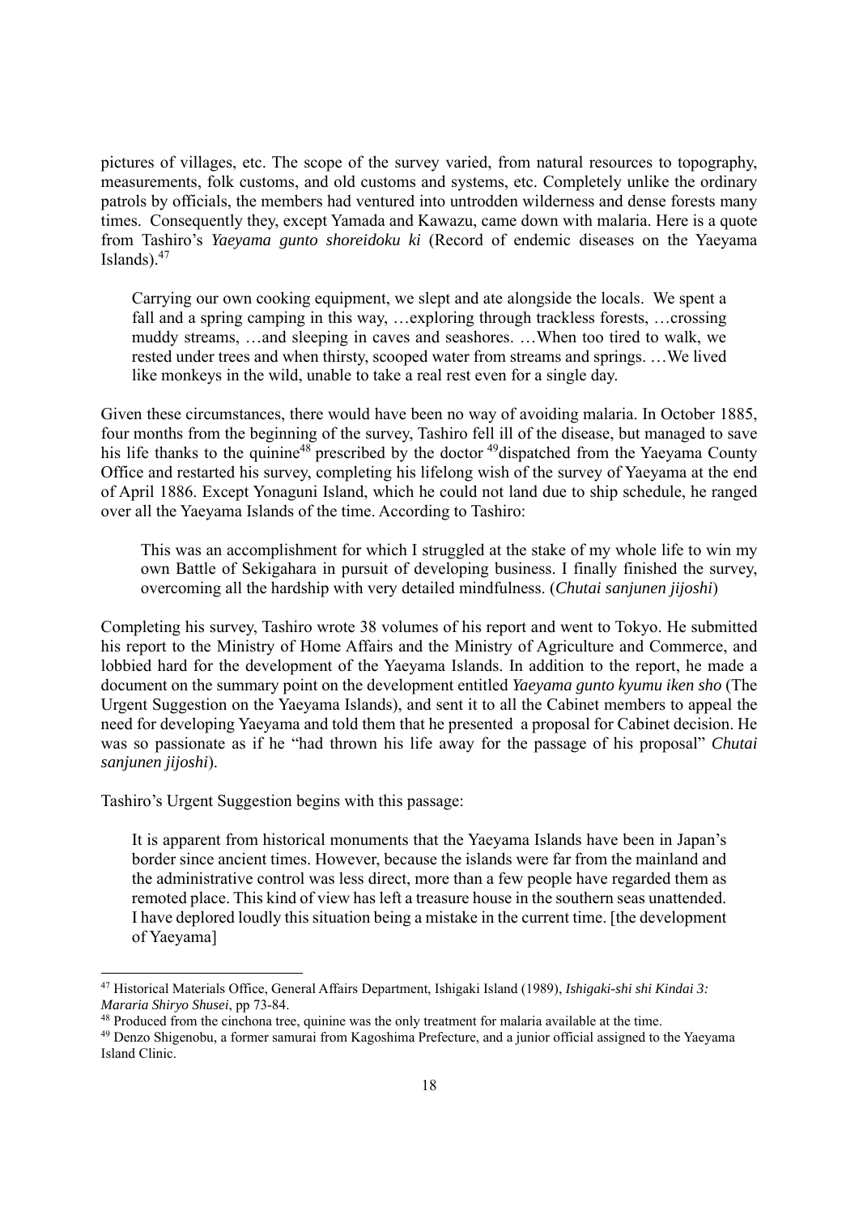pictures of villages, etc. The scope of the survey varied, from natural resources to topography, measurements, folk customs, and old customs and systems, etc. Completely unlike the ordinary patrols by officials, the members had ventured into untrodden wilderness and dense forests many times. Consequently they, except Yamada and Kawazu, came down with malaria. Here is a quote from Tashiro's *Yaeyama gunto shoreidoku ki* (Record of endemic diseases on the Yaeyama Islands).[47]

> Carrying our own cooking equipment, we slept and ate alongside the locals. We spent a fall and a spring camping in this way, …exploring through trackless forests, …crossing muddy streams, …and sleeping in caves and seashores. …When too tired to walk, we rested under trees and when thirsty, scooped water from streams and springs. …We lived like monkeys in the wild, unable to take a real rest even for a single day.

Given these circumstances, there would have been no way of avoiding malaria. In October 1885, four months from the beginning of the survey, Tashiro fell ill of the disease, but managed to save his life thanks to the quinine[48] prescribed by the doctor [49]dispatched from the Yaeyama County Office and restarted his survey, completing his lifelong wish of the survey of Yaeyama at the end of April 1886. Except Yonaguni Island, which he could not land due to ship schedule, he ranged over all the Yaeyama Islands of the time. According to Tashiro:

> This was an accomplishment for which I struggled at the stake of my whole life to win my own Battle of Sekigahara in pursuit of developing business. I finally finished the survey, overcoming all the hardship with very detailed mindfulness. (*Chutai sanjunen jijoshi*)

Completing his survey, Tashiro wrote 38 volumes of his report and went to Tokyo. He submitted his report to the Ministry of Home Affairs and the Ministry of Agriculture and Commerce, and lobbied hard for the development of the Yaeyama Islands. In addition to the report, he made a document on the summary point on the development entitled *Yaeyama gunto kyumu iken sho* (The Urgent Suggestion on the Yaeyama Islands), and sent it to all the Cabinet members to appeal the need for developing Yaeyama and told them that he presented a proposal for Cabinet decision. He was so passionate as if he "had thrown his life away for the passage of his proposal" *Chutai sanjunen jijoshi*).

Tashiro's Urgent Suggestion begins with this passage:

> It is apparent from historical monuments that the Yaeyama Islands have been in Japan's border since ancient times. However, because the islands were far from the mainland and the administrative control was less direct, more than a few people have regarded them as remoted place. This kind of view has left a treasure house in the southern seas unattended. I have deplored loudly this situation being a mistake in the current time. [the development of Yaeyama]

---

[47] Historical Materials Office, General Affairs Department, Ishigaki Island (1989), *Ishigaki-shi shi Kindai 3: Mararia Shiryo Shusei*, pp 73-84.

[48] Produced from the cinchona tree, quinine was the only treatment for malaria available at the time.

[49] Denzo Shigenobu, a former samurai from Kagoshima Prefecture, and a junior official assigned to the Yaeyama Island Clinic.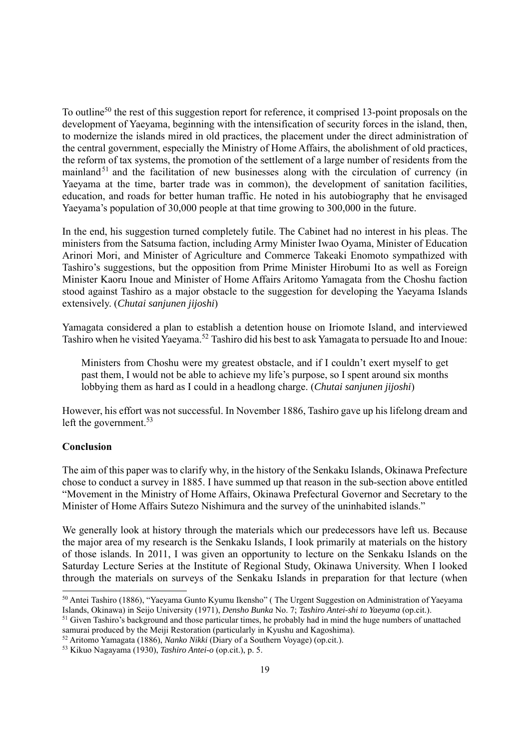To outline[50] the rest of this suggestion report for reference, it comprised 13-point proposals on the development of Yaeyama, beginning with the intensification of security forces in the island, then, to modernize the islands mired in old practices, the placement under the direct administration of the central government, especially the Ministry of Home Affairs, the abolishment of old practices, the reform of tax systems, the promotion of the settlement of a large number of residents from the mainland[51] and the facilitation of new businesses along with the circulation of currency (in Yaeyama at the time, barter trade was in common), the development of sanitation facilities, education, and roads for better human traffic. He noted in his autobiography that he envisaged Yaeyama's population of 30,000 people at that time growing to 300,000 in the future.

In the end, his suggestion turned completely futile. The Cabinet had no interest in his pleas. The ministers from the Satsuma faction, including Army Minister Iwao Oyama, Minister of Education Arinori Mori, and Minister of Agriculture and Commerce Takeaki Enomoto sympathized with Tashiro's suggestions, but the opposition from Prime Minister Hirobumi Ito as well as Foreign Minister Kaoru Inoue and Minister of Home Affairs Aritomo Yamagata from the Choshu faction stood against Tashiro as a major obstacle to the suggestion for developing the Yaeyama Islands extensively. (*Chutai sanjunen jijoshi*)

Yamagata considered a plan to establish a detention house on Iriomote Island, and interviewed Tashiro when he visited Yaeyama.[52] Tashiro did his best to ask Yamagata to persuade Ito and Inoue:

> Ministers from Choshu were my greatest obstacle, and if I couldn't exert myself to get past them, I would not be able to achieve my life's purpose, so I spent around six months lobbying them as hard as I could in a headlong charge. (*Chutai sanjunen jijoshi*)

However, his effort was not successful. In November 1886, Tashiro gave up his lifelong dream and left the government.[53]

**Conclusion**

The aim of this paper was to clarify why, in the history of the Senkaku Islands, Okinawa Prefecture chose to conduct a survey in 1885. I have summed up that reason in the sub-section above entitled "Movement in the Ministry of Home Affairs, Okinawa Prefectural Governor and Secretary to the Minister of Home Affairs Sutezo Nishimura and the survey of the uninhabited islands."

We generally look at history through the materials which our predecessors have left us. Because the major area of my research is the Senkaku Islands, I look primarily at materials on the history of those islands. In 2011, I was given an opportunity to lecture on the Senkaku Islands on the Saturday Lecture Series at the Institute of Regional Study, Okinawa University. When I looked through the materials on surveys of the Senkaku Islands in preparation for that lecture (when

---

[50] Antei Tashiro (1886), "Yaeyama Gunto Kyumu Ikensho" ( The Urgent Suggestion on Administration of Yaeyama Islands, Okinawa) in Seijo University (1971), *Densho Bunka* No. 7; *Tashiro Antei-shi to Yaeyama* (op.cit.).

[51] Given Tashiro's background and those particular times, he probably had in mind the huge numbers of unattached samurai produced by the Meiji Restoration (particularly in Kyushu and Kagoshima).

[52] Aritomo Yamagata (1886), *Nanko Nikki* (Diary of a Southern Voyage) (op.cit.).

[53] Kikuo Nagayama (1930), *Tashiro Antei-o* (op.cit.), p. 5.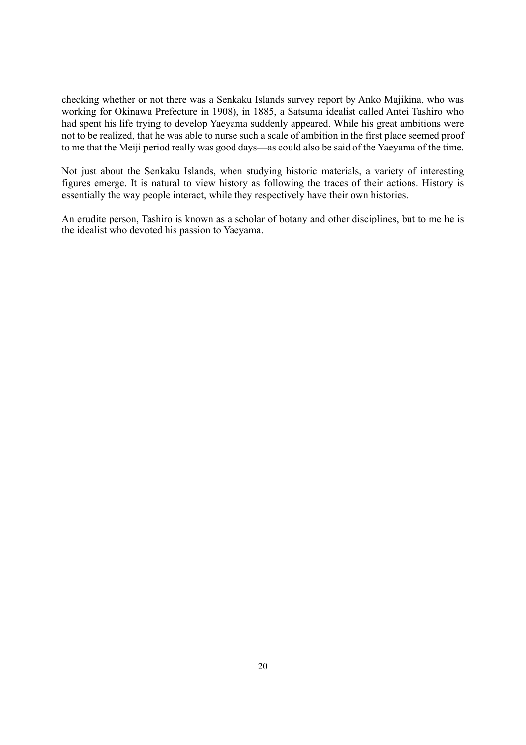checking whether or not there was a Senkaku Islands survey report by Anko Majikina, who was working for Okinawa Prefecture in 1908), in 1885, a Satsuma idealist called Antei Tashiro who had spent his life trying to develop Yaeyama suddenly appeared. While his great ambitions were not to be realized, that he was able to nurse such a scale of ambition in the first place seemed proof to me that the Meiji period really was good days—as could also be said of the Yaeyama of the time.

Not just about the Senkaku Islands, when studying historic materials, a variety of interesting figures emerge. It is natural to view history as following the traces of their actions. History is essentially the way people interact, while they respectively have their own histories.

An erudite person, Tashiro is known as a scholar of botany and other disciplines, but to me he is the idealist who devoted his passion to Yaeyama.